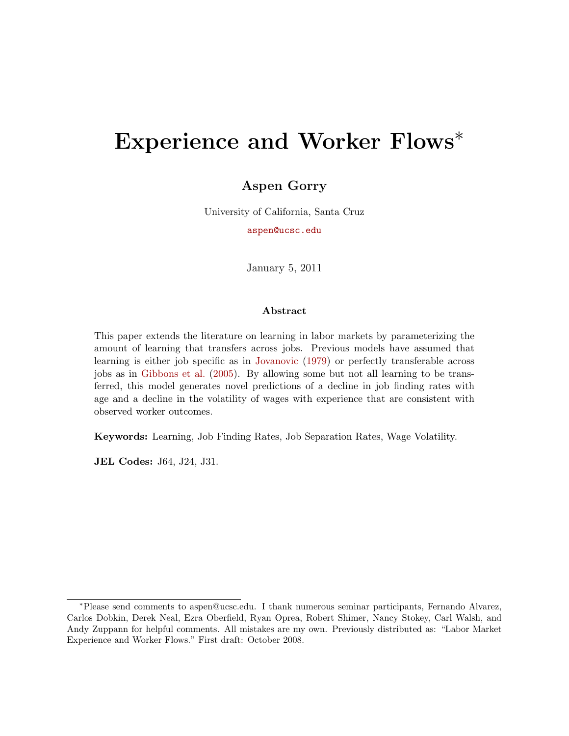# Experience and Worker Flows*

**Aspen Gorry**

University of California, Santa Cruz

aspen@ucsc.edu

January 5, 2011

### Abstract

This paper extends the literature on learning in labor markets by parameterizing the amount of learning that transfers across jobs. Previous models have assumed that learning is either job specific as in Jovanovic (1979) or perfectly transferable across jobs as in Gibbons et al. (2005). By allowing some but not all learning to be transferred, this model generates novel predictions of a decline in job finding rates with age and a decline in the volatility of wages with experience that are consistent with observed worker outcomes.

**Keywords:** Learning, Job Finding Rates, Job Separation Rates, Wage Volatility.

**JEL Codes:** J64, J24, J31.

---

*Please send comments to aspen@ucsc.edu. I thank numerous seminar participants, Fernando Alvarez, Carlos Dobkin, Derek Neal, Ezra Oberfield, Ryan Oprea, Robert Shimer, Nancy Stokey, Carl Walsh, and Andy Zuppann for helpful comments. All mistakes are my own. Previously distributed as: "Labor Market Experience and Worker Flows." First draft: October 2008.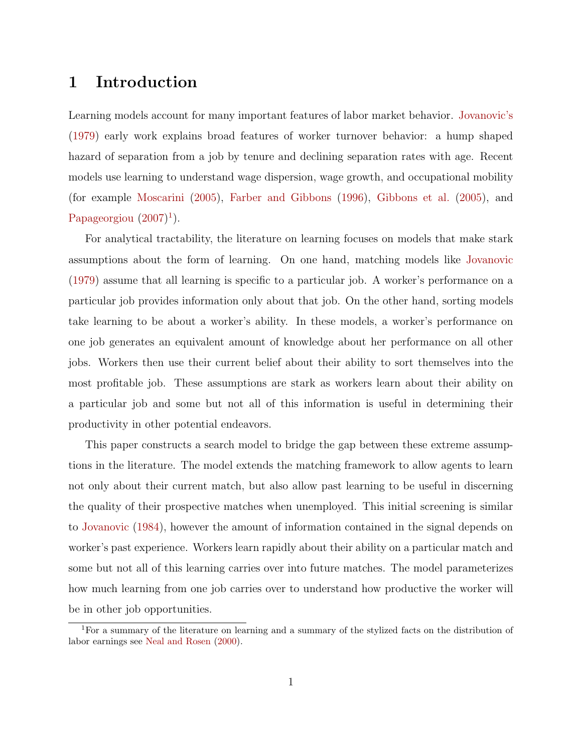# 1 Introduction

Learning models account for many important features of labor market behavior. Jovanovic's (1979) early work explains broad features of worker turnover behavior: a hump shaped hazard of separation from a job by tenure and declining separation rates with age. Recent models use learning to understand wage dispersion, wage growth, and occupational mobility (for example Moscarini (2005), Farber and Gibbons (1996), Gibbons et al. (2005), and Papageorgiou (2007)[1]).

For analytical tractability, the literature on learning focuses on models that make stark assumptions about the form of learning. On one hand, matching models like Jovanovic (1979) assume that all learning is specific to a particular job. A worker's performance on a particular job provides information only about that job. On the other hand, sorting models take learning to be about a worker's ability. In these models, a worker's performance on one job generates an equivalent amount of knowledge about her performance on all other jobs. Workers then use their current belief about their ability to sort themselves into the most profitable job. These assumptions are stark as workers learn about their ability on a particular job and some but not all of this information is useful in determining their productivity in other potential endeavors.

This paper constructs a search model to bridge the gap between these extreme assumptions in the literature. The model extends the matching framework to allow agents to learn not only about their current match, but also allow past learning to be useful in discerning the quality of their prospective matches when unemployed. This initial screening is similar to Jovanovic (1984), however the amount of information contained in the signal depends on worker's past experience. Workers learn rapidly about their ability on a particular match and some but not all of this learning carries over into future matches. The model parameterizes how much learning from one job carries over to understand how productive the worker will be in other job opportunities.

[1] For a summary of the literature on learning and a summary of the stylized facts on the distribution of labor earnings see Neal and Rosen (2000).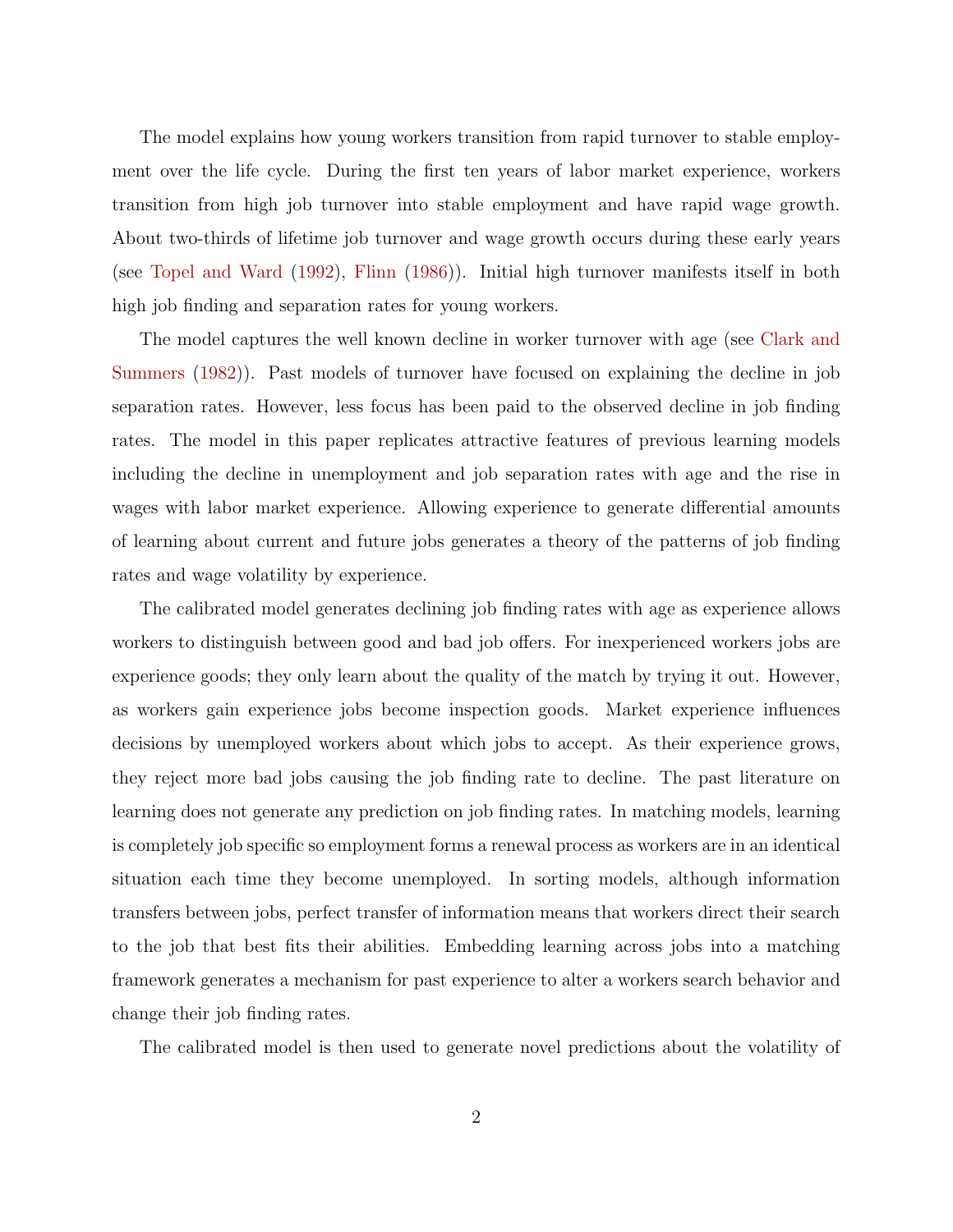The model explains how young workers transition from rapid turnover to stable employment over the life cycle. During the first ten years of labor market experience, workers transition from high job turnover into stable employment and have rapid wage growth. About two-thirds of lifetime job turnover and wage growth occurs during these early years (see Topel and Ward (1992), Flinn (1986)). Initial high turnover manifests itself in both high job finding and separation rates for young workers.

The model captures the well known decline in worker turnover with age (see Clark and Summers (1982)). Past models of turnover have focused on explaining the decline in job separation rates. However, less focus has been paid to the observed decline in job finding rates. The model in this paper replicates attractive features of previous learning models including the decline in unemployment and job separation rates with age and the rise in wages with labor market experience. Allowing experience to generate differential amounts of learning about current and future jobs generates a theory of the patterns of job finding rates and wage volatility by experience.

The calibrated model generates declining job finding rates with age as experience allows workers to distinguish between good and bad job offers. For inexperienced workers jobs are experience goods; they only learn about the quality of the match by trying it out. However, as workers gain experience jobs become inspection goods. Market experience influences decisions by unemployed workers about which jobs to accept. As their experience grows, they reject more bad jobs causing the job finding rate to decline. The past literature on learning does not generate any prediction on job finding rates. In matching models, learning is completely job specific so employment forms a renewal process as workers are in an identical situation each time they become unemployed. In sorting models, although information transfers between jobs, perfect transfer of information means that workers direct their search to the job that best fits their abilities. Embedding learning across jobs into a matching framework generates a mechanism for past experience to alter a workers search behavior and change their job finding rates.

The calibrated model is then used to generate novel predictions about the volatility of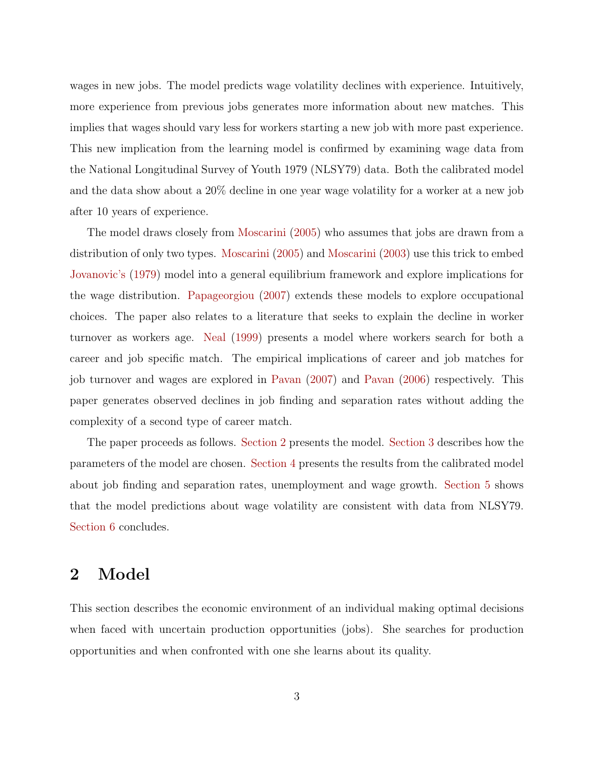wages in new jobs. The model predicts wage volatility declines with experience. Intuitively, more experience from previous jobs generates more information about new matches. This implies that wages should vary less for workers starting a new job with more past experience. This new implication from the learning model is confirmed by examining wage data from the National Longitudinal Survey of Youth 1979 (NLSY79) data. Both the calibrated model and the data show about a 20% decline in one year wage volatility for a worker at a new job after 10 years of experience.

The model draws closely from Moscarini (2005) who assumes that jobs are drawn from a distribution of only two types. Moscarini (2005) and Moscarini (2003) use this trick to embed Jovanovic's (1979) model into a general equilibrium framework and explore implications for the wage distribution. Papageorgiou (2007) extends these models to explore occupational choices. The paper also relates to a literature that seeks to explain the decline in worker turnover as workers age. Neal (1999) presents a model where workers search for both a career and job specific match. The empirical implications of career and job matches for job turnover and wages are explored in Pavan (2007) and Pavan (2006) respectively. This paper generates observed declines in job finding and separation rates without adding the complexity of a second type of career match.

The paper proceeds as follows. Section 2 presents the model. Section 3 describes how the parameters of the model are chosen. Section 4 presents the results from the calibrated model about job finding and separation rates, unemployment and wage growth. Section 5 shows that the model predictions about wage volatility are consistent with data from NLSY79. Section 6 concludes.

## 2 Model

This section describes the economic environment of an individual making optimal decisions when faced with uncertain production opportunities (jobs). She searches for production opportunities and when confronted with one she learns about its quality.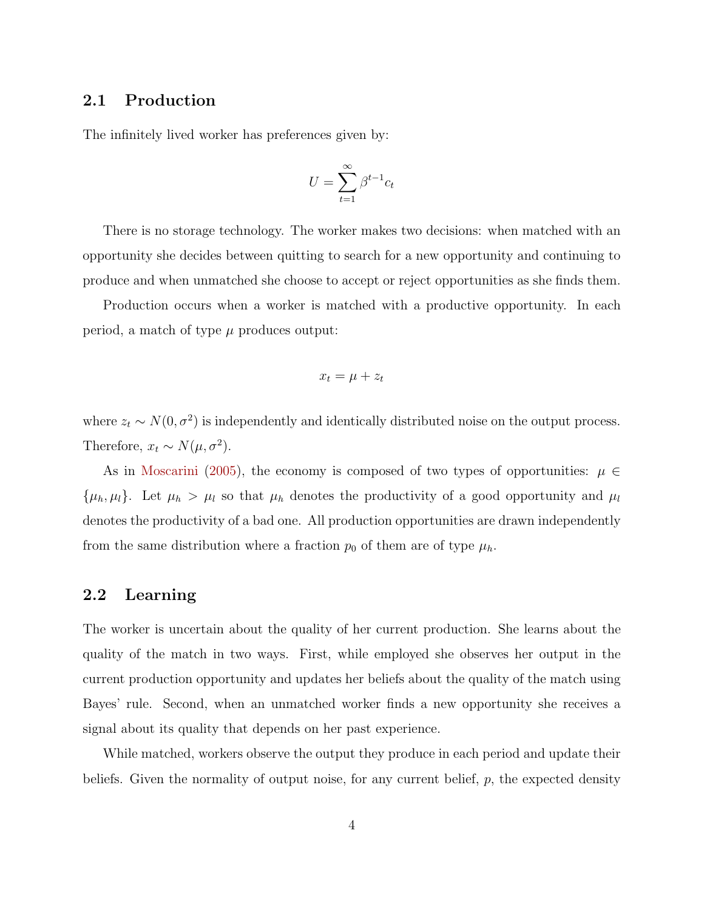## 2.1 Production

The infinitely lived worker has preferences given by:

$$U = \sum_{t=1}^{\infty} \beta^{t-1} c_t$$

There is no storage technology. The worker makes two decisions: when matched with an opportunity she decides between quitting to search for a new opportunity and continuing to produce and when unmatched she choose to accept or reject opportunities as she finds them.

Production occurs when a worker is matched with a productive opportunity. In each period, a match of type $\mu$ produces output:

$$x_t = \mu + z_t$$

where $z_t \sim N(0, \sigma^2)$ is independently and identically distributed noise on the output process. Therefore, $x_t \sim N(\mu, \sigma^2)$.

As in Moscarini (2005), the economy is composed of two types of opportunities: $\mu \in \{\mu_h, \mu_l\}$. Let $\mu_h > \mu_l$ so that $\mu_h$ denotes the productivity of a good opportunity and $\mu_l$ denotes the productivity of a bad one. All production opportunities are drawn independently from the same distribution where a fraction $p_0$ of them are of type $\mu_h$.

## 2.2 Learning

The worker is uncertain about the quality of her current production. She learns about the quality of the match in two ways. First, while employed she observes her output in the current production opportunity and updates her beliefs about the quality of the match using Bayes' rule. Second, when an unmatched worker finds a new opportunity she receives a signal about its quality that depends on her past experience.

While matched, workers observe the output they produce in each period and update their beliefs. Given the normality of output noise, for any current belief, $p$, the expected density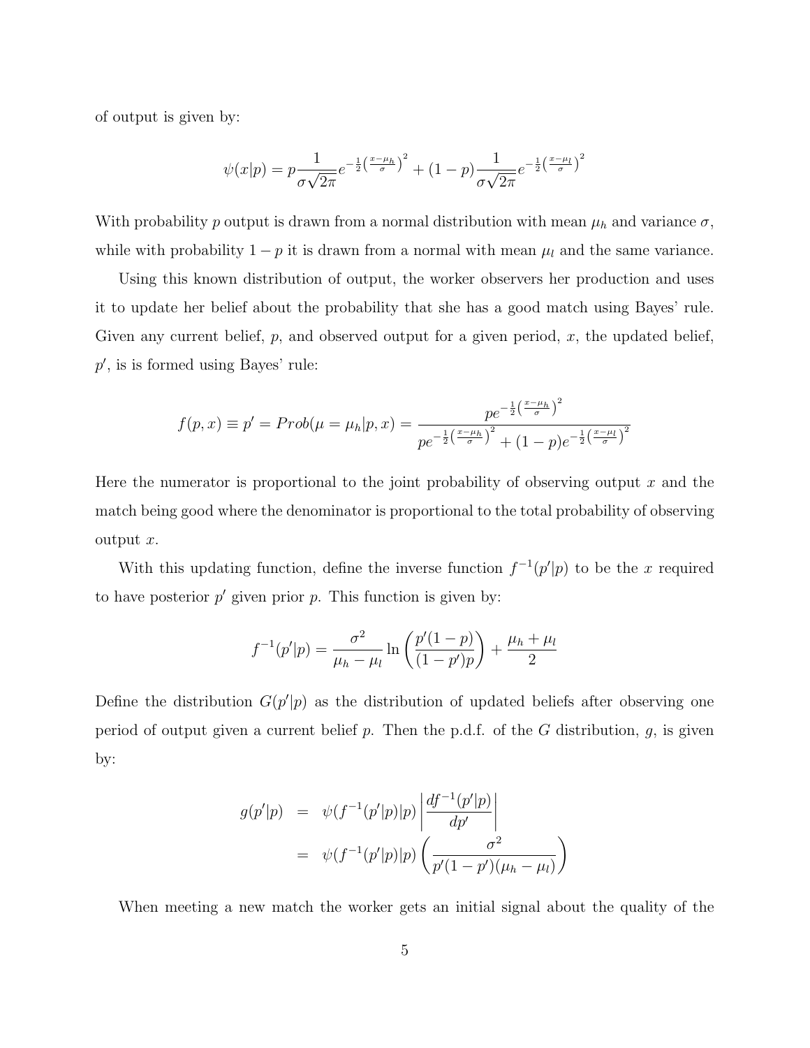of output is given by:

$$\psi(x|p) = p\frac{1}{\sigma\sqrt{2\pi}}e^{-\frac{1}{2}\left(\frac{x-\mu_h}{\sigma}\right)^2} + (1-p)\frac{1}{\sigma\sqrt{2\pi}}e^{-\frac{1}{2}\left(\frac{x-\mu_l}{\sigma}\right)^2}$$

With probability $p$ output is drawn from a normal distribution with mean $\mu_h$ and variance $\sigma$, while with probability $1-p$ it is drawn from a normal with mean $\mu_l$ and the same variance.

Using this known distribution of output, the worker observers her production and uses it to update her belief about the probability that she has a good match using Bayes' rule. Given any current belief, $p$, and observed output for a given period, $x$, the updated belief, $p'$, is is formed using Bayes' rule:

$$f(p,x) \equiv p' = Prob(\mu = \mu_h|p,x) = \frac{pe^{-\frac{1}{2}\left(\frac{x-\mu_h}{\sigma}\right)^2}}{pe^{-\frac{1}{2}\left(\frac{x-\mu_h}{\sigma}\right)^2} + (1-p)e^{-\frac{1}{2}\left(\frac{x-\mu_l}{\sigma}\right)^2}}$$

Here the numerator is proportional to the joint probability of observing output $x$ and the match being good where the denominator is proportional to the total probability of observing output $x$.

With this updating function, define the inverse function $f^{-1}(p'|p)$ to be the $x$ required to have posterior $p'$ given prior $p$. This function is given by:

$$f^{-1}(p'|p) = \frac{\sigma^2}{\mu_h - \mu_l}\ln\left(\frac{p'(1-p)}{(1-p')p}\right) + \frac{\mu_h + \mu_l}{2}$$

Define the distribution $G(p'|p)$ as the distribution of updated beliefs after observing one period of output given a current belief $p$. Then the p.d.f. of the $G$ distribution, $g$, is given by:

$$\begin{aligned}
g(p'|p) &= \psi(f^{-1}(p'|p)|p)\left|\frac{df^{-1}(p'|p)}{dp'}\right| \\
&= \psi(f^{-1}(p'|p)|p)\left(\frac{\sigma^2}{p'(1-p')(\mu_h - \mu_l)}\right)
\end{aligned}$$

When meeting a new match the worker gets an initial signal about the quality of the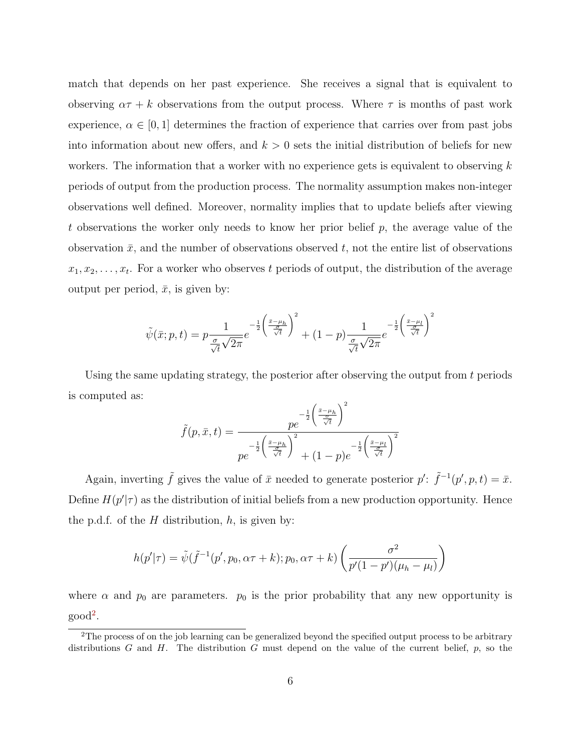match that depends on her past experience. She receives a signal that is equivalent to observing $\alpha\tau + k$ observations from the output process. Where $\tau$ is months of past work experience, $\alpha \in [0, 1]$ determines the fraction of experience that carries over from past jobs into information about new offers, and $k > 0$ sets the initial distribution of beliefs for new workers. The information that a worker with no experience gets is equivalent to observing $k$ periods of output from the production process. The normality assumption makes non-integer observations well defined. Moreover, normality implies that to update beliefs after viewing $t$ observations the worker only needs to know her prior belief $p$, the average value of the observation $\bar{x}$, and the number of observations observed $t$, not the entire list of observations $x_1, x_2, \ldots, x_t$. For a worker who observes $t$ periods of output, the distribution of the average output per period, $\bar{x}$, is given by:

$$\tilde{\psi}(\bar{x}; p, t) = p \frac{1}{\frac{\sigma}{\sqrt{t}}\sqrt{2\pi}} e^{-\frac{1}{2}\left(\frac{\bar{x}-\mu_h}{\frac{\sigma}{\sqrt{t}}}\right)^2} + (1-p)\frac{1}{\frac{\sigma}{\sqrt{t}}\sqrt{2\pi}} e^{-\frac{1}{2}\left(\frac{\bar{x}-\mu_l}{\frac{\sigma}{\sqrt{t}}}\right)^2}$$

Using the same updating strategy, the posterior after observing the output from $t$ periods is computed as:

$$\tilde{f}(p, \bar{x}, t) = \frac{pe^{-\frac{1}{2}\left(\frac{\bar{x}-\mu_h}{\frac{\sigma}{\sqrt{t}}}\right)^2}}{pe^{-\frac{1}{2}\left(\frac{\bar{x}-\mu_h}{\frac{\sigma}{\sqrt{t}}}\right)^2} + (1-p)e^{-\frac{1}{2}\left(\frac{\bar{x}-\mu_l}{\frac{\sigma}{\sqrt{t}}}\right)^2}}$$

Again, inverting $\tilde{f}$ gives the value of $\bar{x}$ needed to generate posterior $p'$: $\tilde{f}^{-1}(p', p, t) = \bar{x}$. Define $H(p'|\tau)$ as the distribution of initial beliefs from a new production opportunity. Hence the p.d.f. of the $H$ distribution, $h$, is given by:

$$h(p'|\tau) = \tilde{\psi}(\tilde{f}^{-1}(p', p_0, \alpha\tau + k); p_0, \alpha\tau + k)\left(\frac{\sigma^2}{p'(1-p')(\mu_h - \mu_l)}\right)$$

where $\alpha$ and $p_0$ are parameters. $p_0$ is the prior probability that any new opportunity is good[2].

[2] The process of on the job learning can be generalized beyond the specified output process to be arbitrary distributions $G$ and $H$. The distribution $G$ must depend on the value of the current belief, $p$, so the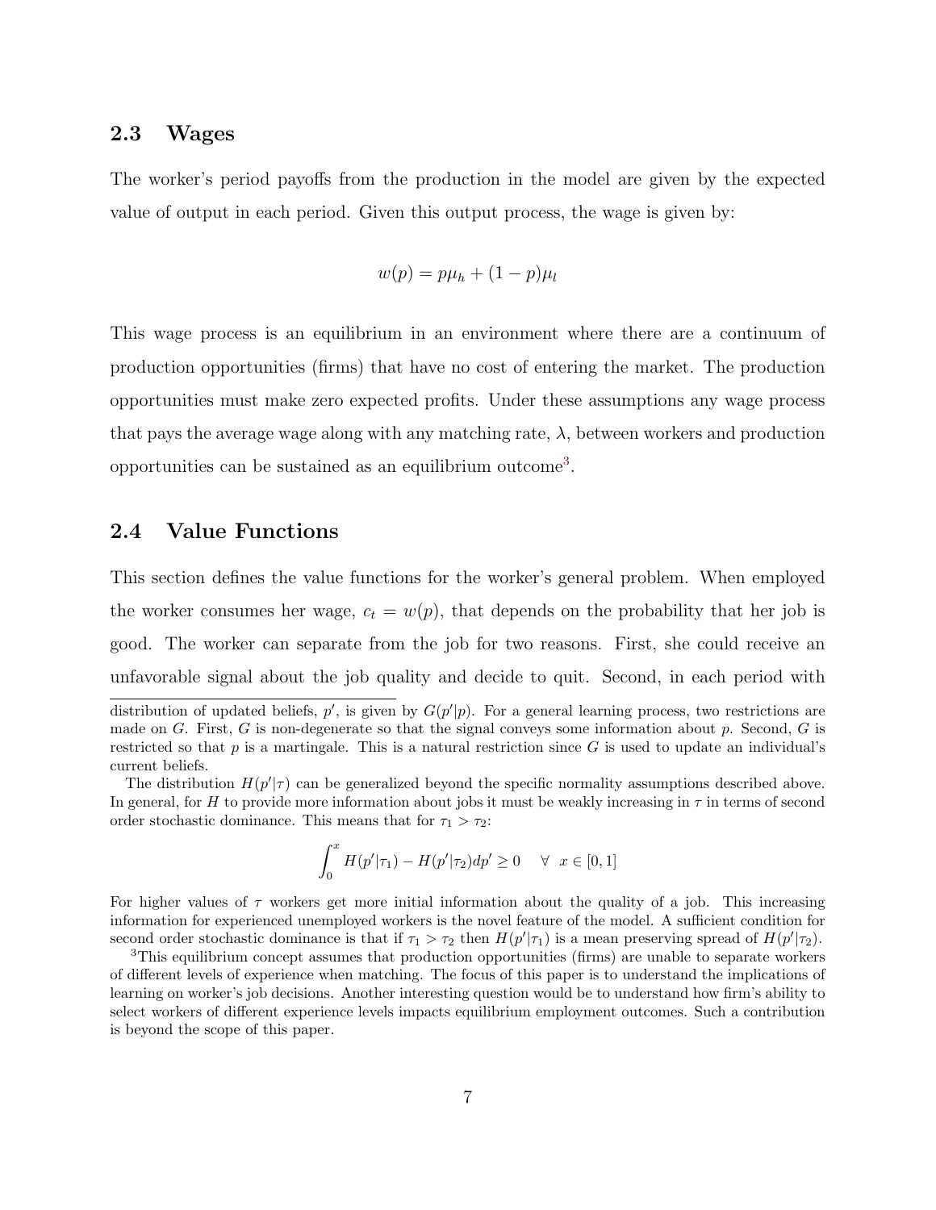## 2.3 Wages

The worker's period payoffs from the production in the model are given by the expected value of output in each period. Given this output process, the wage is given by:

$$w(p) = p\mu_h + (1-p)\mu_l$$

This wage process is an equilibrium in an environment where there are a continuum of production opportunities (firms) that have no cost of entering the market. The production opportunities must make zero expected profits. Under these assumptions any wage process that pays the average wage along with any matching rate, $\lambda$, between workers and production opportunities can be sustained as an equilibrium outcome[3].

## 2.4 Value Functions

This section defines the value functions for the worker's general problem. When employed the worker consumes her wage, $c_t = w(p)$, that depends on the probability that her job is good. The worker can separate from the job for two reasons. First, she could receive an unfavorable signal about the job quality and decide to quit. Second, in each period with

---

distribution of updated beliefs, $p'$, is given by $G(p'|p)$. For a general learning process, two restrictions are made on $G$. First, $G$ is non-degenerate so that the signal conveys some information about $p$. Second, $G$ is restricted so that $p$ is a martingale. This is a natural restriction since $G$ is used to update an individual's current beliefs.

The distribution $H(p'|\tau)$ can be generalized beyond the specific normality assumptions described above. In general, for $H$ to provide more information about jobs it must be weakly increasing in $\tau$ in terms of second order stochastic dominance. This means that for $\tau_1 > \tau_2$:

$$\int_0^x H(p'|\tau_1) - H(p'|\tau_2)dp' \geq 0 \quad \forall \ \ x \in [0,1]$$

For higher values of $\tau$ workers get more initial information about the quality of a job. This increasing information for experienced unemployed workers is the novel feature of the model. A sufficient condition for second order stochastic dominance is that if $\tau_1 > \tau_2$ then $H(p'|\tau_1)$ is a mean preserving spread of $H(p'|\tau_2)$.

[3] This equilibrium concept assumes that production opportunities (firms) are unable to separate workers of different levels of experience when matching. The focus of this paper is to understand the implications of learning on worker's job decisions. Another interesting question would be to understand how firm's ability to select workers of different experience levels impacts equilibrium employment outcomes. Such a contribution is beyond the scope of this paper.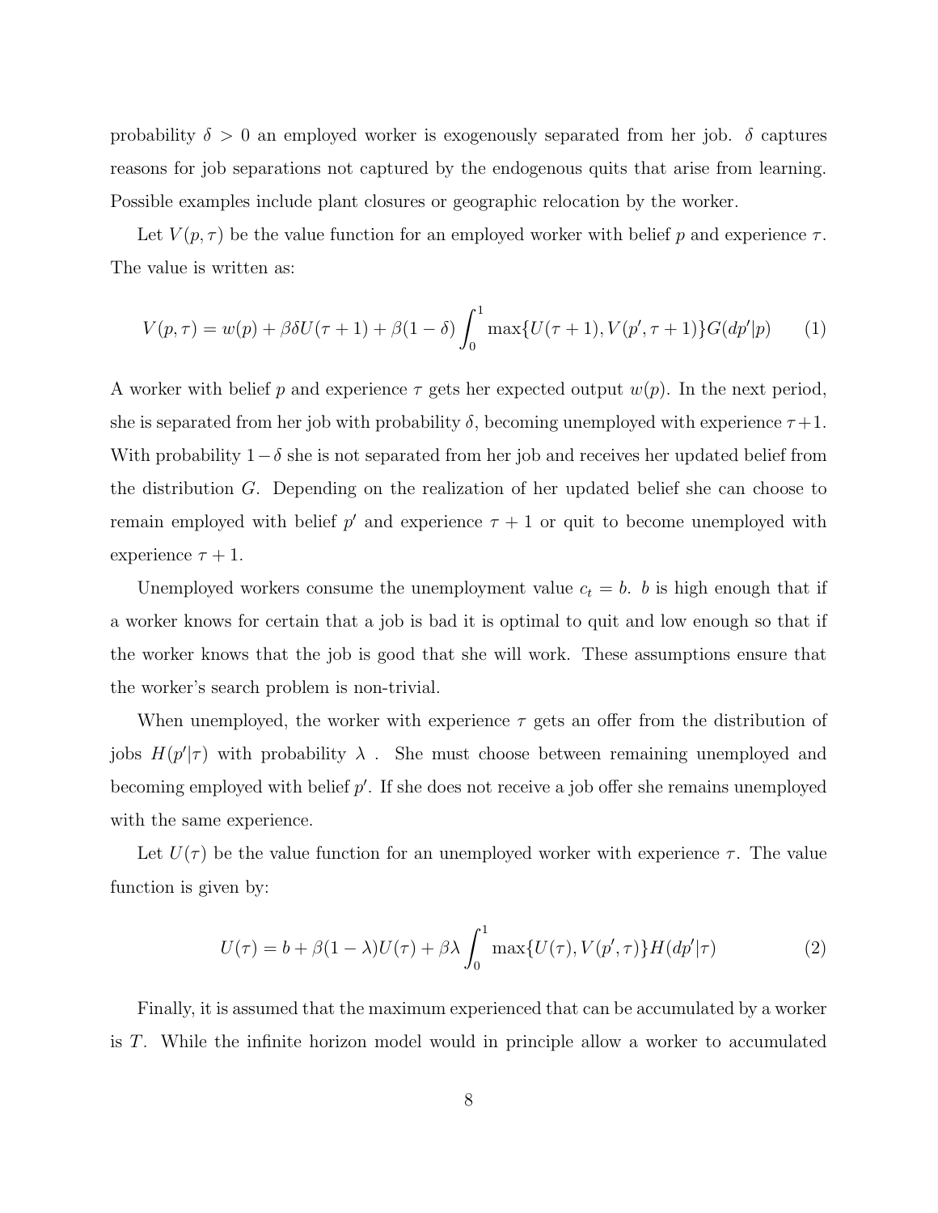probability $\delta > 0$ an employed worker is exogenously separated from her job. $\delta$ captures reasons for job separations not captured by the endogenous quits that arise from learning. Possible examples include plant closures or geographic relocation by the worker.

Let $V(p, \tau)$ be the value function for an employed worker with belief $p$ and experience $\tau$. The value is written as:

$$V(p, \tau) = w(p) + \beta\delta U(\tau + 1) + \beta(1 - \delta) \int_0^1 \max\{U(\tau + 1), V(p', \tau + 1)\} G(dp'|p) \tag{1}$$

A worker with belief $p$ and experience $\tau$ gets her expected output $w(p)$. In the next period, she is separated from her job with probability $\delta$, becoming unemployed with experience $\tau+1$. With probability $1-\delta$ she is not separated from her job and receives her updated belief from the distribution $G$. Depending on the realization of her updated belief she can choose to remain employed with belief $p'$ and experience $\tau + 1$ or quit to become unemployed with experience $\tau + 1$.

Unemployed workers consume the unemployment value $c_t = b$. $b$ is high enough that if a worker knows for certain that a job is bad it is optimal to quit and low enough so that if the worker knows that the job is good that she will work. These assumptions ensure that the worker's search problem is non-trivial.

When unemployed, the worker with experience $\tau$ gets an offer from the distribution of jobs $H(p'|\tau)$ with probability $\lambda$ . She must choose between remaining unemployed and becoming employed with belief $p'$. If she does not receive a job offer she remains unemployed with the same experience.

Let $U(\tau)$ be the value function for an unemployed worker with experience $\tau$. The value function is given by:

$$U(\tau) = b + \beta(1 - \lambda)U(\tau) + \beta\lambda \int_0^1 \max\{U(\tau), V(p', \tau)\} H(dp'|\tau) \tag{2}$$

Finally, it is assumed that the maximum experienced that can be accumulated by a worker is $T$. While the infinite horizon model would in principle allow a worker to accumulated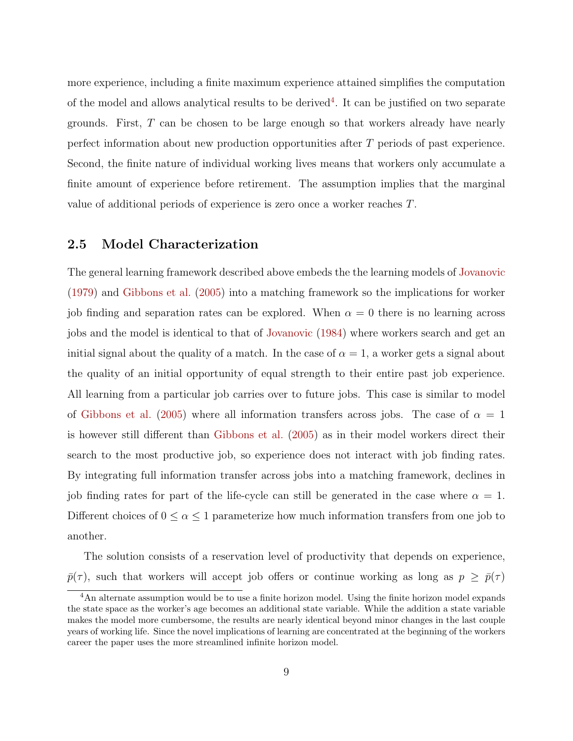more experience, including a finite maximum experience attained simplifies the computation of the model and allows analytical results to be derived[4]. It can be justified on two separate grounds. First, $T$ can be chosen to be large enough so that workers already have nearly perfect information about new production opportunities after $T$ periods of past experience. Second, the finite nature of individual working lives means that workers only accumulate a finite amount of experience before retirement. The assumption implies that the marginal value of additional periods of experience is zero once a worker reaches $T$.

## 2.5 Model Characterization

The general learning framework described above embeds the the learning models of Jovanovic (1979) and Gibbons et al. (2005) into a matching framework so the implications for worker job finding and separation rates can be explored. When $\alpha = 0$ there is no learning across jobs and the model is identical to that of Jovanovic (1984) where workers search and get an initial signal about the quality of a match. In the case of $\alpha = 1$, a worker gets a signal about the quality of an initial opportunity of equal strength to their entire past job experience. All learning from a particular job carries over to future jobs. This case is similar to model of Gibbons et al. (2005) where all information transfers across jobs. The case of $\alpha = 1$ is however still different than Gibbons et al. (2005) as in their model workers direct their search to the most productive job, so experience does not interact with job finding rates. By integrating full information transfer across jobs into a matching framework, declines in job finding rates for part of the life-cycle can still be generated in the case where $\alpha = 1$. Different choices of $0 \leq \alpha \leq 1$ parameterize how much information transfers from one job to another.

The solution consists of a reservation level of productivity that depends on experience, $\bar{p}(\tau)$, such that workers will accept job offers or continue working as long as $p \geq \bar{p}(\tau)$

[4] An alternate assumption would be to use a finite horizon model. Using the finite horizon model expands the state space as the worker's age becomes an additional state variable. While the addition a state variable makes the model more cumbersome, the results are nearly identical beyond minor changes in the last couple years of working life. Since the novel implications of learning are concentrated at the beginning of the workers career the paper uses the more streamlined infinite horizon model.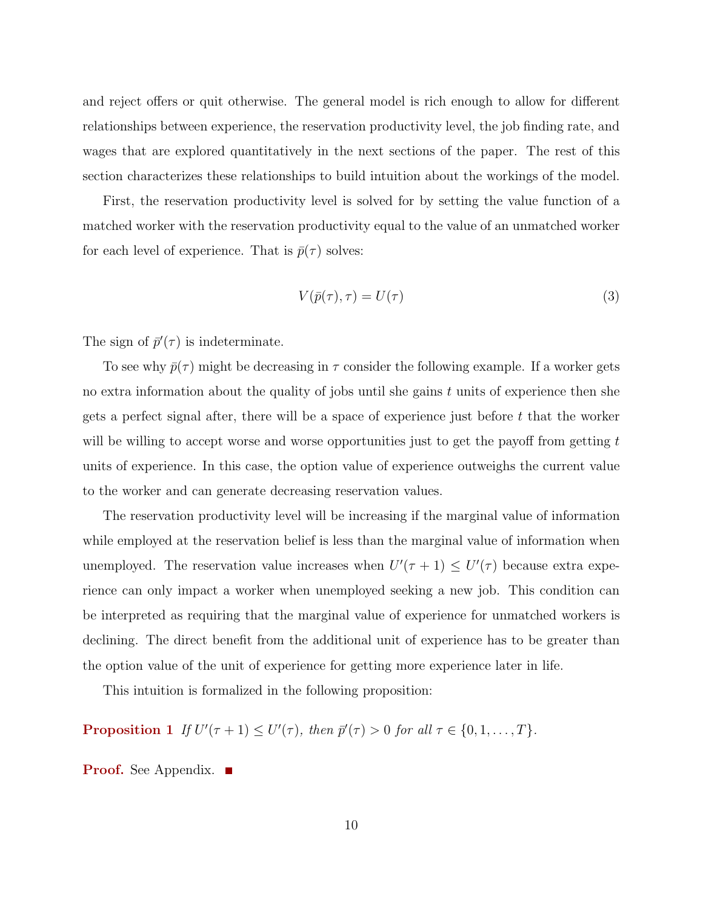and reject offers or quit otherwise. The general model is rich enough to allow for different relationships between experience, the reservation productivity level, the job finding rate, and wages that are explored quantitatively in the next sections of the paper. The rest of this section characterizes these relationships to build intuition about the workings of the model.

First, the reservation productivity level is solved for by setting the value function of a matched worker with the reservation productivity equal to the value of an unmatched worker for each level of experience. That is $\bar{p}(\tau)$ solves:

$$V(\bar{p}(\tau), \tau) = U(\tau) \tag{3}$$

The sign of $\bar{p}'(\tau)$ is indeterminate.

To see why $\bar{p}(\tau)$ might be decreasing in $\tau$ consider the following example. If a worker gets no extra information about the quality of jobs until she gains $t$ units of experience then she gets a perfect signal after, there will be a space of experience just before $t$ that the worker will be willing to accept worse and worse opportunities just to get the payoff from getting $t$ units of experience. In this case, the option value of experience outweighs the current value to the worker and can generate decreasing reservation values.

The reservation productivity level will be increasing if the marginal value of information while employed at the reservation belief is less than the marginal value of information when unemployed. The reservation value increases when $U'(\tau + 1) \leq U'(\tau)$ because extra experience can only impact a worker when unemployed seeking a new job. This condition can be interpreted as requiring that the marginal value of experience for unmatched workers is declining. The direct benefit from the additional unit of experience has to be greater than the option value of the unit of experience for getting more experience later in life.

This intuition is formalized in the following proposition:

**Proposition 1** *If $U'(\tau + 1) \leq U'(\tau)$, then $\bar{p}'(\tau) > 0$ for all $\tau \in \{0, 1, \ldots, T\}$.*

**Proof.** See Appendix. ■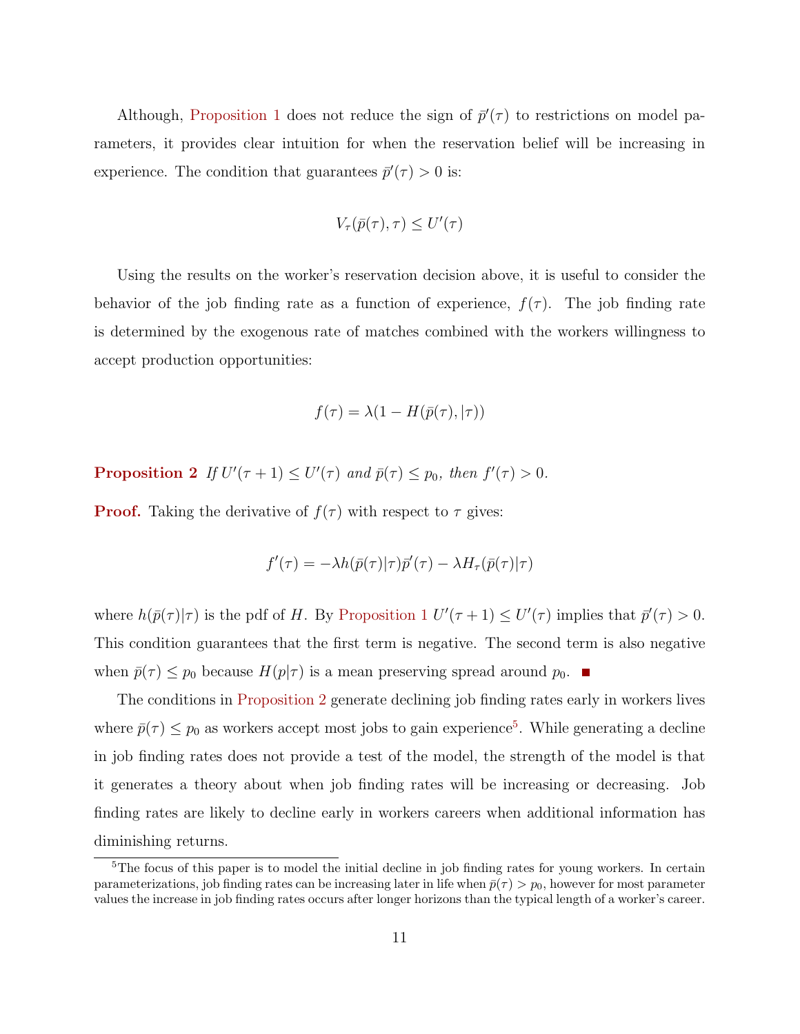Although, Proposition 1 does not reduce the sign of $\bar{p}'(\tau)$ to restrictions on model parameters, it provides clear intuition for when the reservation belief will be increasing in experience. The condition that guarantees $\bar{p}'(\tau) > 0$ is:

$$V_\tau(\bar{p}(\tau), \tau) \leq U'(\tau)$$

Using the results on the worker's reservation decision above, it is useful to consider the behavior of the job finding rate as a function of experience, $f(\tau)$. The job finding rate is determined by the exogenous rate of matches combined with the workers willingness to accept production opportunities:

$$f(\tau) = \lambda(1 - H(\bar{p}(\tau), |\tau))$$

**Proposition 2** *If $U'(\tau + 1) \leq U'(\tau)$ and $\bar{p}(\tau) \leq p_0$, then $f'(\tau) > 0$.*

**Proof.** Taking the derivative of $f(\tau)$ with respect to $\tau$ gives:

$$f'(\tau) = -\lambda h(\bar{p}(\tau)|\tau)\bar{p}'(\tau) - \lambda H_\tau(\bar{p}(\tau)|\tau)$$

where $h(\bar{p}(\tau)|\tau)$ is the pdf of $H$. By Proposition 1 $U'(\tau + 1) \leq U'(\tau)$ implies that $\bar{p}'(\tau) > 0$. This condition guarantees that the first term is negative. The second term is also negative when $\bar{p}(\tau) \leq p_0$ because $H(p|\tau)$ is a mean preserving spread around $p_0$. ■

The conditions in Proposition 2 generate declining job finding rates early in workers lives where $\bar{p}(\tau) \leq p_0$ as workers accept most jobs to gain experience[5]. While generating a decline in job finding rates does not provide a test of the model, the strength of the model is that it generates a theory about when job finding rates will be increasing or decreasing. Job finding rates are likely to decline early in workers careers when additional information has diminishing returns.

[5] The focus of this paper is to model the initial decline in job finding rates for young workers. In certain parameterizations, job finding rates can be increasing later in life when $\bar{p}(\tau) > p_0$, however for most parameter values the increase in job finding rates occurs after longer horizons than the typical length of a worker's career.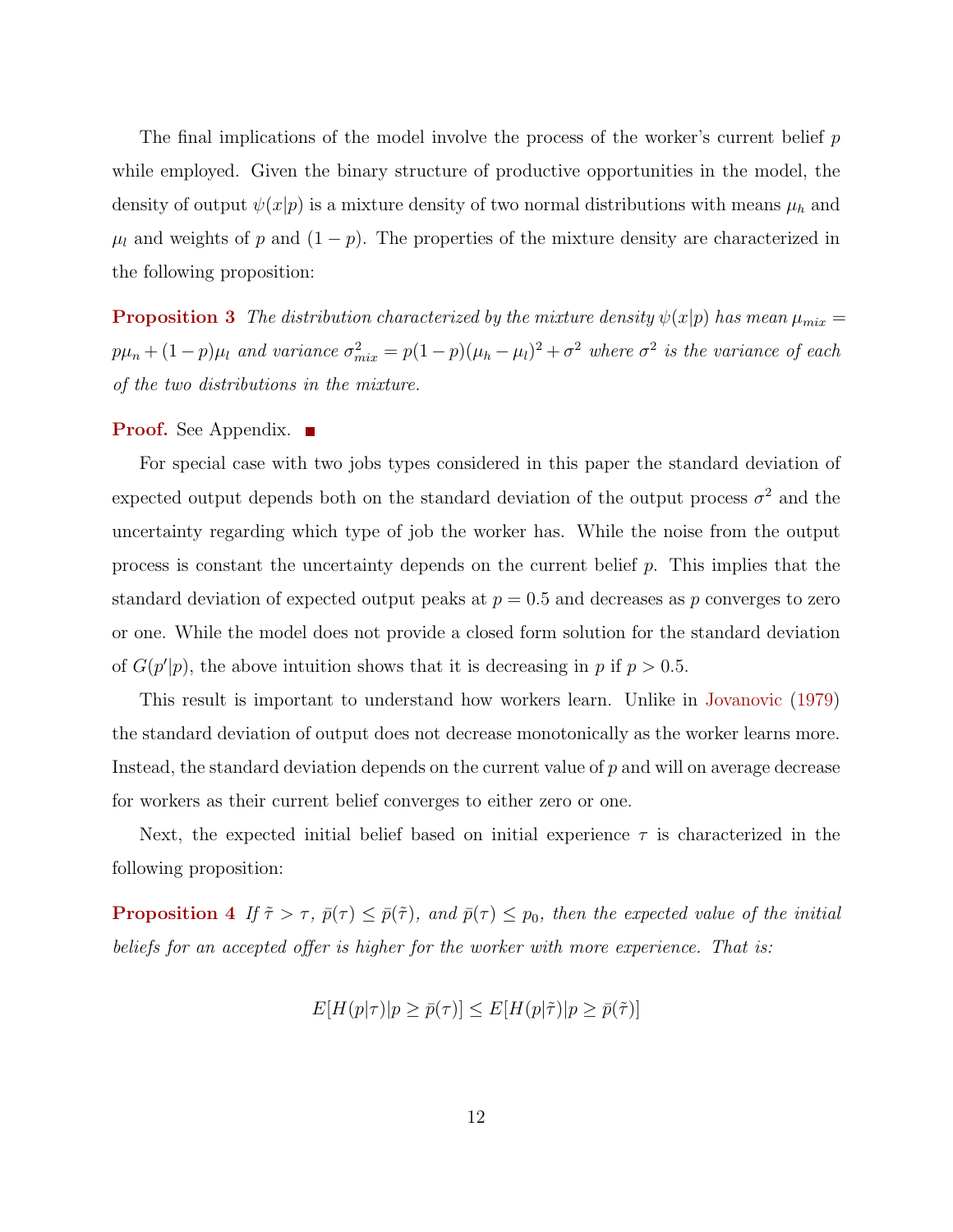The final implications of the model involve the process of the worker's current belief $p$ while employed. Given the binary structure of productive opportunities in the model, the density of output $\psi(x|p)$ is a mixture density of two normal distributions with means $\mu_h$ and $\mu_l$ and weights of $p$ and $(1-p)$. The properties of the mixture density are characterized in the following proposition:

**Proposition 3** *The distribution characterized by the mixture density $\psi(x|p)$ has mean $\mu_{mix} = p\mu_n + (1-p)\mu_l$ and variance $\sigma^2_{mix} = p(1-p)(\mu_h - \mu_l)^2 + \sigma^2$ where $\sigma^2$ is the variance of each of the two distributions in the mixture.*

**Proof.** See Appendix. ■

For special case with two jobs types considered in this paper the standard deviation of expected output depends both on the standard deviation of the output process $\sigma^2$ and the uncertainty regarding which type of job the worker has. While the noise from the output process is constant the uncertainty depends on the current belief $p$. This implies that the standard deviation of expected output peaks at $p = 0.5$ and decreases as $p$ converges to zero or one. While the model does not provide a closed form solution for the standard deviation of $G(p'|p)$, the above intuition shows that it is decreasing in $p$ if $p > 0.5$.

This result is important to understand how workers learn. Unlike in Jovanovic (1979) the standard deviation of output does not decrease monotonically as the worker learns more. Instead, the standard deviation depends on the current value of $p$ and will on average decrease for workers as their current belief converges to either zero or one.

Next, the expected initial belief based on initial experience $\tau$ is characterized in the following proposition:

**Proposition 4** *If $\tilde{\tau} > \tau$, $\bar{p}(\tau) \leq \bar{p}(\tilde{\tau})$, and $\bar{p}(\tau) \leq p_0$, then the expected value of the initial beliefs for an accepted offer is higher for the worker with more experience. That is:*

$$E[H(p|\tau)|p \geq \bar{p}(\tau)] \leq E[H(p|\tilde{\tau})|p \geq \bar{p}(\tilde{\tau})]$$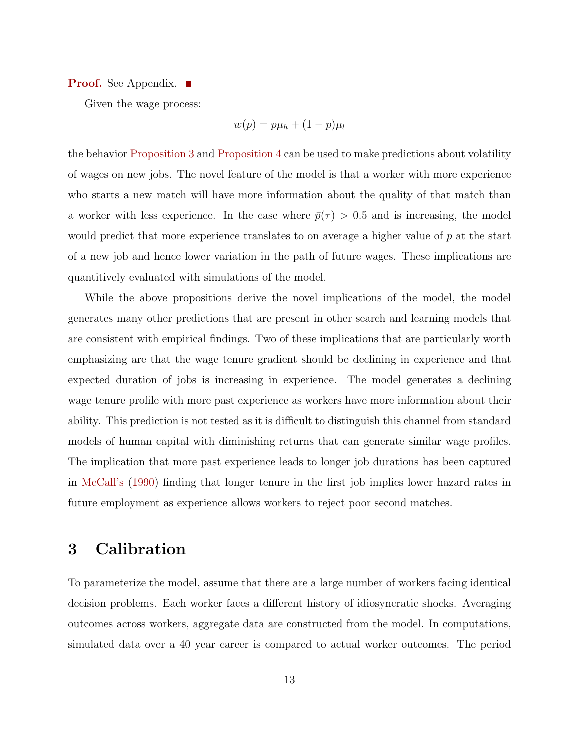**Proof.** See Appendix. ■

Given the wage process:

$$w(p) = p\mu_h + (1-p)\mu_l$$

the behavior Proposition 3 and Proposition 4 can be used to make predictions about volatility of wages on new jobs. The novel feature of the model is that a worker with more experience who starts a new match will have more information about the quality of that match than a worker with less experience. In the case where $\bar{p}(\tau) > 0.5$ and is increasing, the model would predict that more experience translates to on average a higher value of $p$ at the start of a new job and hence lower variation in the path of future wages. These implications are quantitively evaluated with simulations of the model.

While the above propositions derive the novel implications of the model, the model generates many other predictions that are present in other search and learning models that are consistent with empirical findings. Two of these implications that are particularly worth emphasizing are that the wage tenure gradient should be declining in experience and that expected duration of jobs is increasing in experience. The model generates a declining wage tenure profile with more past experience as workers have more information about their ability. This prediction is not tested as it is difficult to distinguish this channel from standard models of human capital with diminishing returns that can generate similar wage profiles. The implication that more past experience leads to longer job durations has been captured in McCall's (1990) finding that longer tenure in the first job implies lower hazard rates in future employment as experience allows workers to reject poor second matches.

# 3 Calibration

To parameterize the model, assume that there are a large number of workers facing identical decision problems. Each worker faces a different history of idiosyncratic shocks. Averaging outcomes across workers, aggregate data are constructed from the model. In computations, simulated data over a 40 year career is compared to actual worker outcomes. The period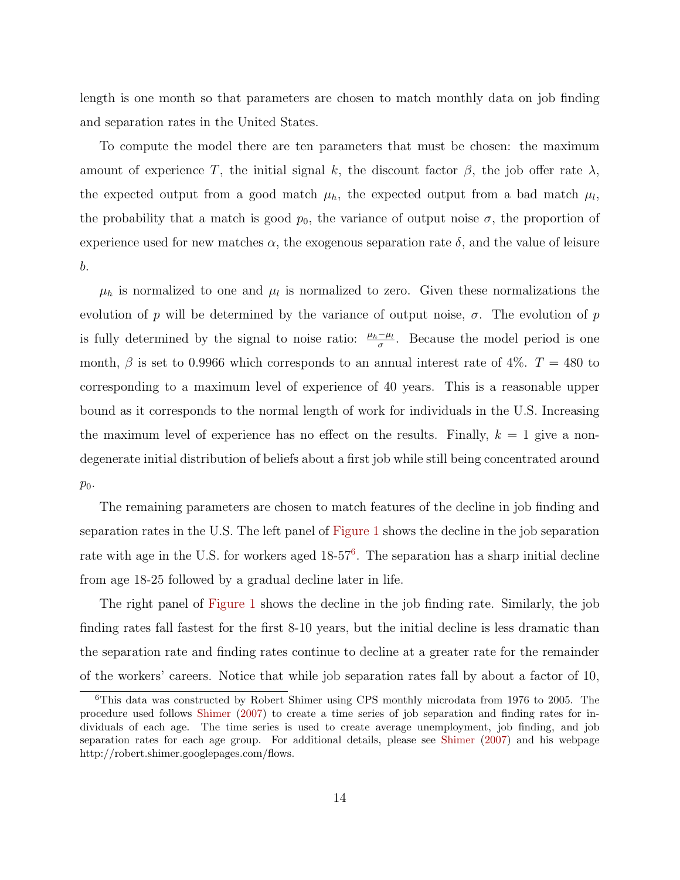length is one month so that parameters are chosen to match monthly data on job finding and separation rates in the United States.

To compute the model there are ten parameters that must be chosen: the maximum amount of experience $T$, the initial signal $k$, the discount factor $\beta$, the job offer rate $\lambda$, the expected output from a good match $\mu_h$, the expected output from a bad match $\mu_l$, the probability that a match is good $p_0$, the variance of output noise $\sigma$, the proportion of experience used for new matches $\alpha$, the exogenous separation rate $\delta$, and the value of leisure $b$.

$\mu_h$ is normalized to one and $\mu_l$ is normalized to zero. Given these normalizations the evolution of $p$ will be determined by the variance of output noise, $\sigma$. The evolution of $p$ is fully determined by the signal to noise ratio: $\frac{\mu_h - \mu_l}{\sigma}$. Because the model period is one month, $\beta$ is set to 0.9966 which corresponds to an annual interest rate of 4%. $T = 480$ to corresponding to a maximum level of experience of 40 years. This is a reasonable upper bound as it corresponds to the normal length of work for individuals in the U.S. Increasing the maximum level of experience has no effect on the results. Finally, $k = 1$ give a non-degenerate initial distribution of beliefs about a first job while still being concentrated around $p_0$.

The remaining parameters are chosen to match features of the decline in job finding and separation rates in the U.S. The left panel of Figure 1 shows the decline in the job separation rate with age in the U.S. for workers aged 18-57[6]. The separation has a sharp initial decline from age 18-25 followed by a gradual decline later in life.

The right panel of Figure 1 shows the decline in the job finding rate. Similarly, the job finding rates fall fastest for the first 8-10 years, but the initial decline is less dramatic than the separation rate and finding rates continue to decline at a greater rate for the remainder of the workers' careers. Notice that while job separation rates fall by about a factor of 10,

[6] This data was constructed by Robert Shimer using CPS monthly microdata from 1976 to 2005. The procedure used follows Shimer (2007) to create a time series of job separation and finding rates for individuals of each age. The time series is used to create average unemployment, job finding, and job separation rates for each age group. For additional details, please see Shimer (2007) and his webpage http://robert.shimer.googlepages.com/flows.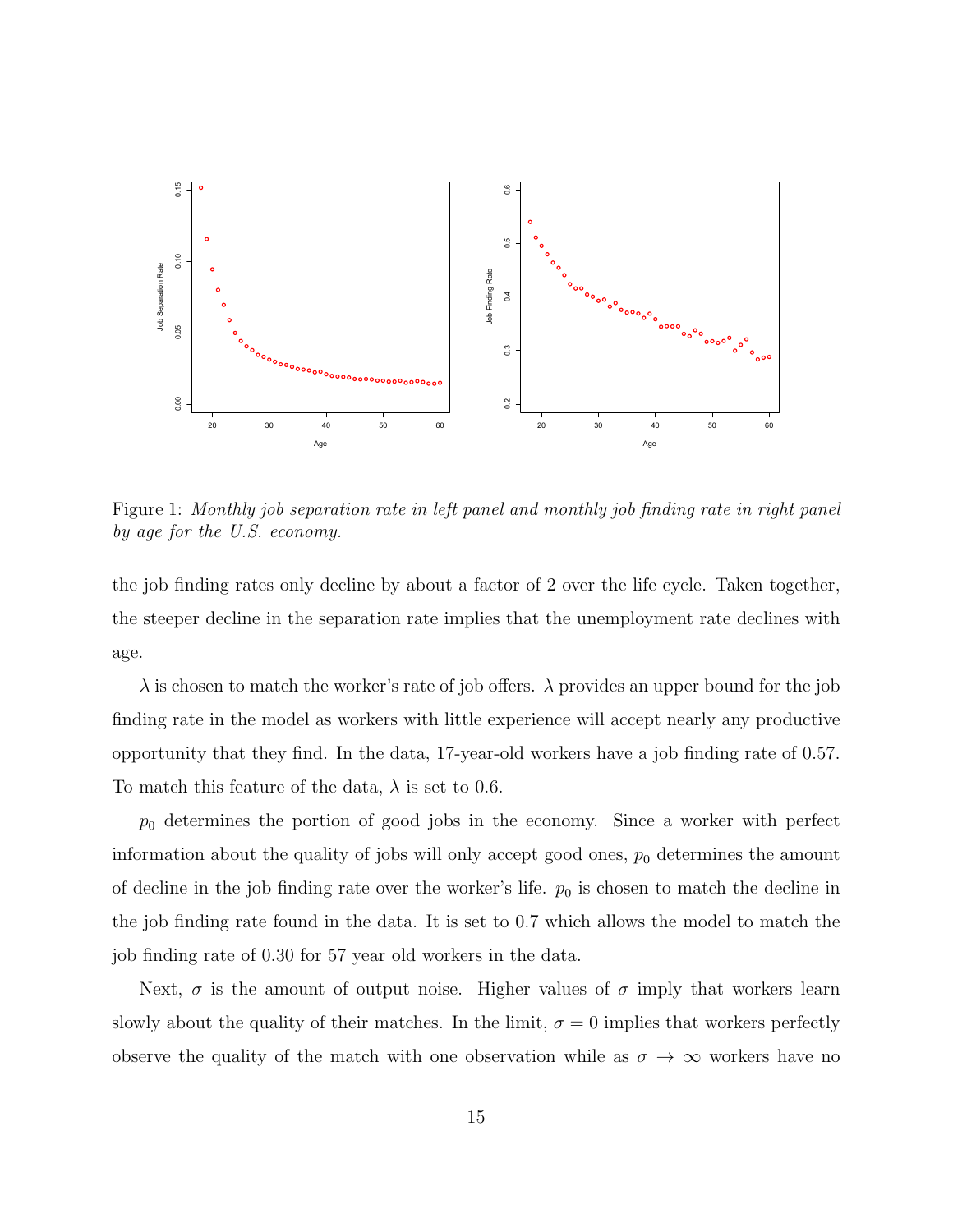Figure 1: *Monthly job separation rate in left panel and monthly job finding rate in right panel by age for the U.S. economy.*

the job finding rates only decline by about a factor of 2 over the life cycle. Taken together, the steeper decline in the separation rate implies that the unemployment rate declines with age.

$\lambda$ is chosen to match the worker's rate of job offers. $\lambda$ provides an upper bound for the job finding rate in the model as workers with little experience will accept nearly any productive opportunity that they find. In the data, 17-year-old workers have a job finding rate of 0.57. To match this feature of the data, $\lambda$ is set to 0.6.

$p_0$ determines the portion of good jobs in the economy. Since a worker with perfect information about the quality of jobs will only accept good ones, $p_0$ determines the amount of decline in the job finding rate over the worker's life. $p_0$ is chosen to match the decline in the job finding rate found in the data. It is set to 0.7 which allows the model to match the job finding rate of 0.30 for 57 year old workers in the data.

Next, $\sigma$ is the amount of output noise. Higher values of $\sigma$ imply that workers learn slowly about the quality of their matches. In the limit, $\sigma = 0$ implies that workers perfectly observe the quality of the match with one observation while as $\sigma \to \infty$ workers have no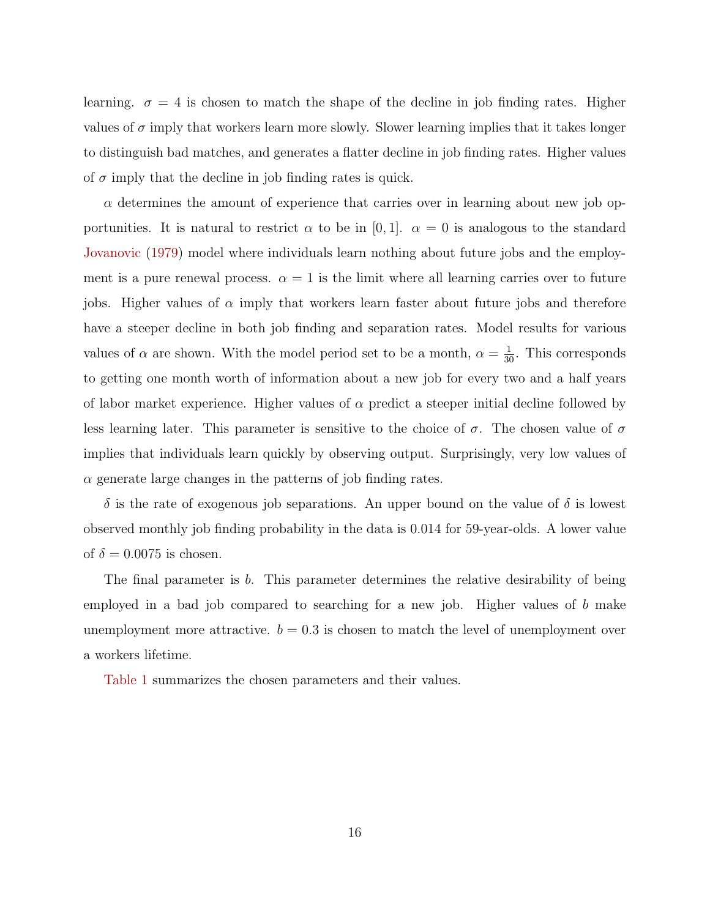learning. $\sigma = 4$ is chosen to match the shape of the decline in job finding rates. Higher values of $\sigma$ imply that workers learn more slowly. Slower learning implies that it takes longer to distinguish bad matches, and generates a flatter decline in job finding rates. Higher values of $\sigma$ imply that the decline in job finding rates is quick.

$\alpha$ determines the amount of experience that carries over in learning about new job opportunities. It is natural to restrict $\alpha$ to be in $[0, 1]$. $\alpha = 0$ is analogous to the standard Jovanovic (1979) model where individuals learn nothing about future jobs and the employment is a pure renewal process. $\alpha = 1$ is the limit where all learning carries over to future jobs. Higher values of $\alpha$ imply that workers learn faster about future jobs and therefore have a steeper decline in both job finding and separation rates. Model results for various values of $\alpha$ are shown. With the model period set to be a month, $\alpha = \frac{1}{30}$. This corresponds to getting one month worth of information about a new job for every two and a half years of labor market experience. Higher values of $\alpha$ predict a steeper initial decline followed by less learning later. This parameter is sensitive to the choice of $\sigma$. The chosen value of $\sigma$ implies that individuals learn quickly by observing output. Surprisingly, very low values of $\alpha$ generate large changes in the patterns of job finding rates.

$\delta$ is the rate of exogenous job separations. An upper bound on the value of $\delta$ is lowest observed monthly job finding probability in the data is 0.014 for 59-year-olds. A lower value of $\delta = 0.0075$ is chosen.

The final parameter is $b$. This parameter determines the relative desirability of being employed in a bad job compared to searching for a new job. Higher values of $b$ make unemployment more attractive. $b = 0.3$ is chosen to match the level of unemployment over a workers lifetime.

Table 1 summarizes the chosen parameters and their values.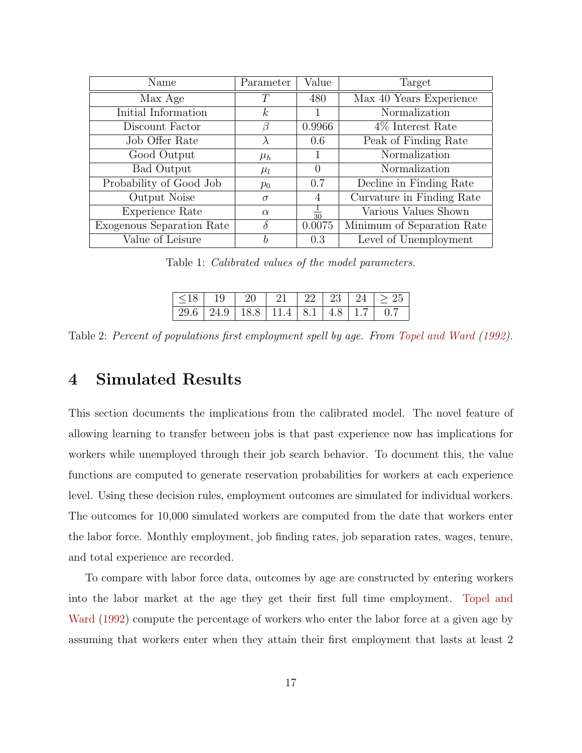| Name | Parameter | Value | Target |
| --- | --- | --- | --- |
| Max Age | $T$ | 480 | Max 40 Years Experience |
| Initial Information | $k$ | 1 | Normalization |
| Discount Factor | $\beta$ | 0.9966 | 4% Interest Rate |
| Job Offer Rate | $\lambda$ | 0.6 | Peak of Finding Rate |
| Good Output | $\mu_h$ | 1 | Normalization |
| Bad Output | $\mu_l$ | 0 | Normalization |
| Probability of Good Job | $p_0$ | 0.7 | Decline in Finding Rate |
| Output Noise | $\sigma$ | 4 | Curvature in Finding Rate |
| Experience Rate | $\alpha$ | $\frac{1}{30}$ | Various Values Shown |
| Exogenous Separation Rate | $\delta$ | 0.0075 | Minimum of Separation Rate |
| Value of Leisure | $b$ | 0.3 | Level of Unemployment |

Table 1: *Calibrated values of the model parameters.*

| $\leq$18 | 19 | 20 | 21 | 22 | 23 | 24 | $\geq$ 25 |
| --- | --- | --- | --- | --- | --- | --- | --- |
| 29.6 | 24.9 | 18.8 | 11.4 | 8.1 | 4.8 | 1.7 | 0.7 |

Table 2: *Percent of populations first employment spell by age. From Topel and Ward (1992).*

# 4 Simulated Results

This section documents the implications from the calibrated model. The novel feature of allowing learning to transfer between jobs is that past experience now has implications for workers while unemployed through their job search behavior. To document this, the value functions are computed to generate reservation probabilities for workers at each experience level. Using these decision rules, employment outcomes are simulated for individual workers. The outcomes for 10,000 simulated workers are computed from the date that workers enter the labor force. Monthly employment, job finding rates, job separation rates, wages, tenure, and total experience are recorded.

To compare with labor force data, outcomes by age are constructed by entering workers into the labor market at the age they get their first full time employment. Topel and Ward (1992) compute the percentage of workers who enter the labor force at a given age by assuming that workers enter when they attain their first employment that lasts at least 2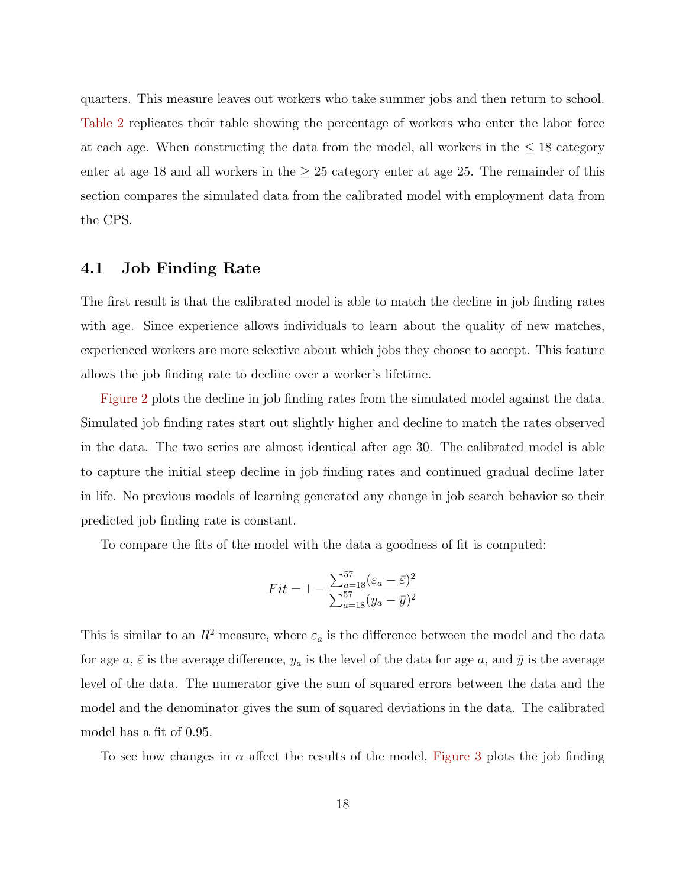quarters. This measure leaves out workers who take summer jobs and then return to school. Table 2 replicates their table showing the percentage of workers who enter the labor force at each age. When constructing the data from the model, all workers in the $\leq 18$ category enter at age 18 and all workers in the $\geq 25$ category enter at age 25. The remainder of this section compares the simulated data from the calibrated model with employment data from the CPS.

### 4.1 Job Finding Rate

The first result is that the calibrated model is able to match the decline in job finding rates with age. Since experience allows individuals to learn about the quality of new matches, experienced workers are more selective about which jobs they choose to accept. This feature allows the job finding rate to decline over a worker's lifetime.

Figure 2 plots the decline in job finding rates from the simulated model against the data. Simulated job finding rates start out slightly higher and decline to match the rates observed in the data. The two series are almost identical after age 30. The calibrated model is able to capture the initial steep decline in job finding rates and continued gradual decline later in life. No previous models of learning generated any change in job search behavior so their predicted job finding rate is constant.

To compare the fits of the model with the data a goodness of fit is computed:

$$Fit = 1 - \frac{\sum_{a=18}^{57}(\varepsilon_a - \bar{\varepsilon})^2}{\sum_{a=18}^{57}(y_a - \bar{y})^2}$$

This is similar to an $R^2$ measure, where $\varepsilon_a$ is the difference between the model and the data for age $a$, $\bar{\varepsilon}$ is the average difference, $y_a$ is the level of the data for age $a$, and $\bar{y}$ is the average level of the data. The numerator give the sum of squared errors between the data and the model and the denominator gives the sum of squared deviations in the data. The calibrated model has a fit of 0.95.

To see how changes in $\alpha$ affect the results of the model, Figure 3 plots the job finding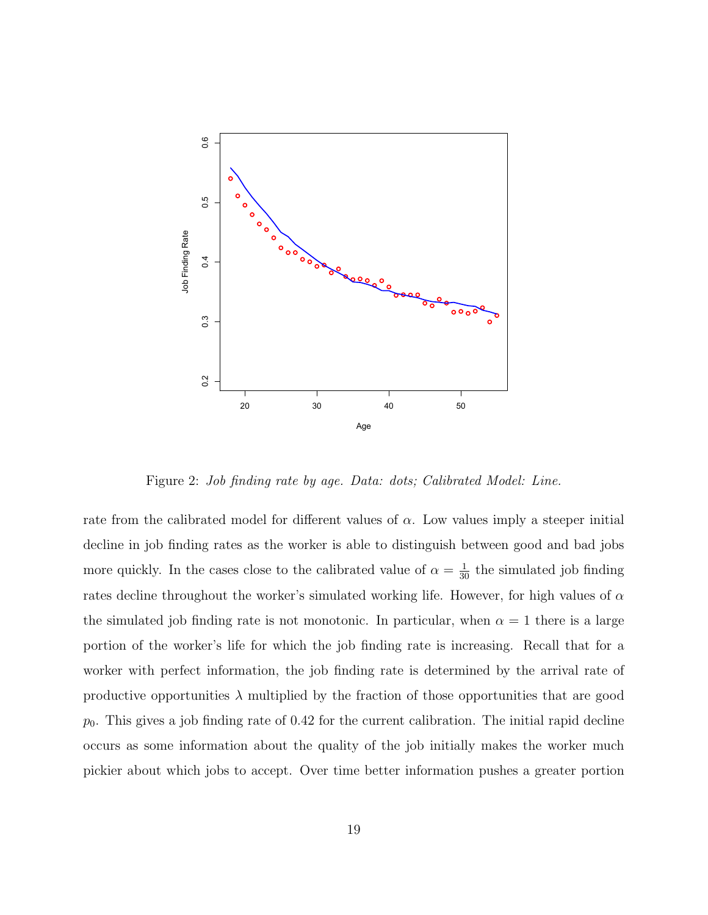Figure 2: *Job finding rate by age. Data: dots; Calibrated Model: Line.*

rate from the calibrated model for different values of $\alpha$. Low values imply a steeper initial decline in job finding rates as the worker is able to distinguish between good and bad jobs more quickly. In the cases close to the calibrated value of $\alpha = \frac{1}{30}$ the simulated job finding rates decline throughout the worker's simulated working life. However, for high values of $\alpha$ the simulated job finding rate is not monotonic. In particular, when $\alpha = 1$ there is a large portion of the worker's life for which the job finding rate is increasing. Recall that for a worker with perfect information, the job finding rate is determined by the arrival rate of productive opportunities $\lambda$ multiplied by the fraction of those opportunities that are good $p_0$. This gives a job finding rate of 0.42 for the current calibration. The initial rapid decline occurs as some information about the quality of the job initially makes the worker much pickier about which jobs to accept. Over time better information pushes a greater portion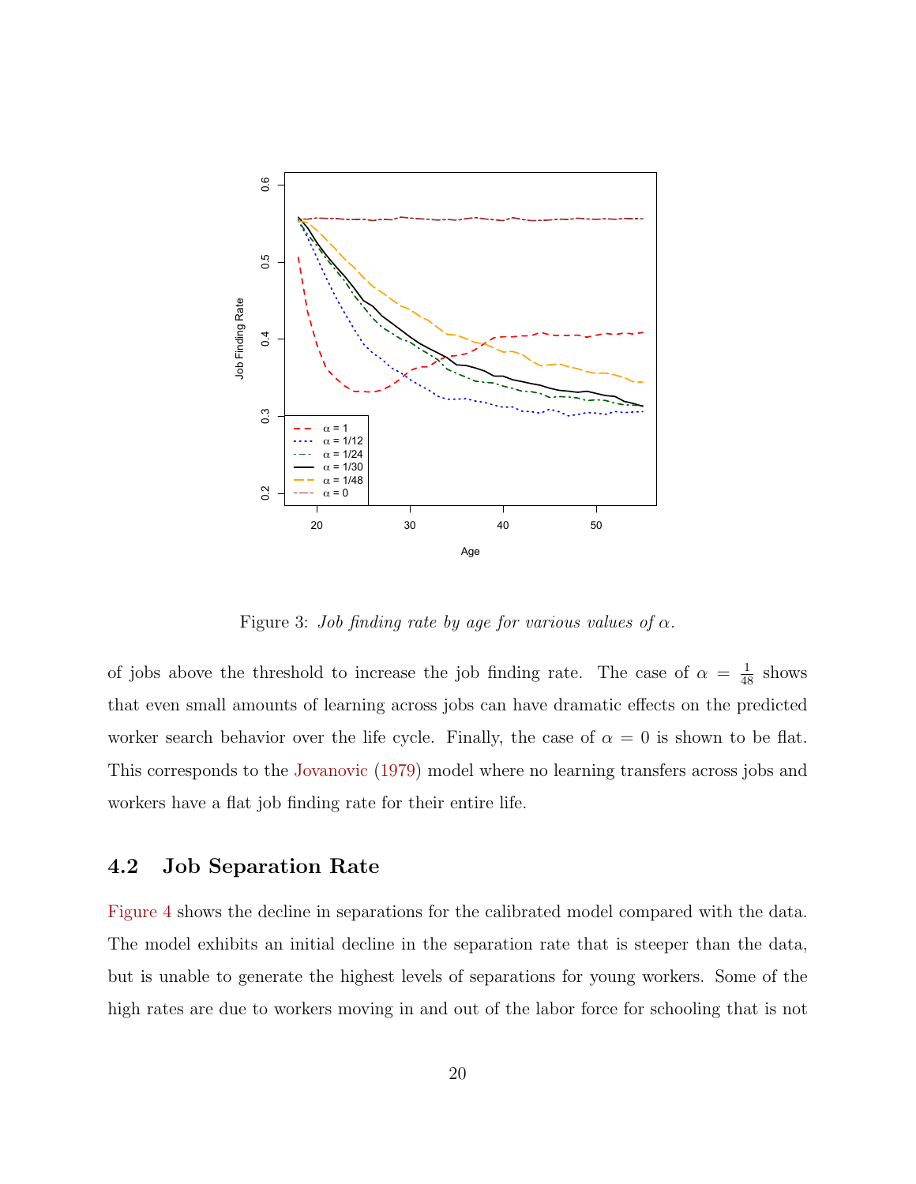Figure 3: *Job finding rate by age for various values of $\alpha$.*

of jobs above the threshold to increase the job finding rate. The case of $\alpha = \frac{1}{48}$ shows that even small amounts of learning across jobs can have dramatic effects on the predicted worker search behavior over the life cycle. Finally, the case of $\alpha = 0$ is shown to be flat. This corresponds to the Jovanovic (1979) model where no learning transfers across jobs and workers have a flat job finding rate for their entire life.

## 4.2 Job Separation Rate

Figure 4 shows the decline in separations for the calibrated model compared with the data. The model exhibits an initial decline in the separation rate that is steeper than the data, but is unable to generate the highest levels of separations for young workers. Some of the high rates are due to workers moving in and out of the labor force for schooling that is not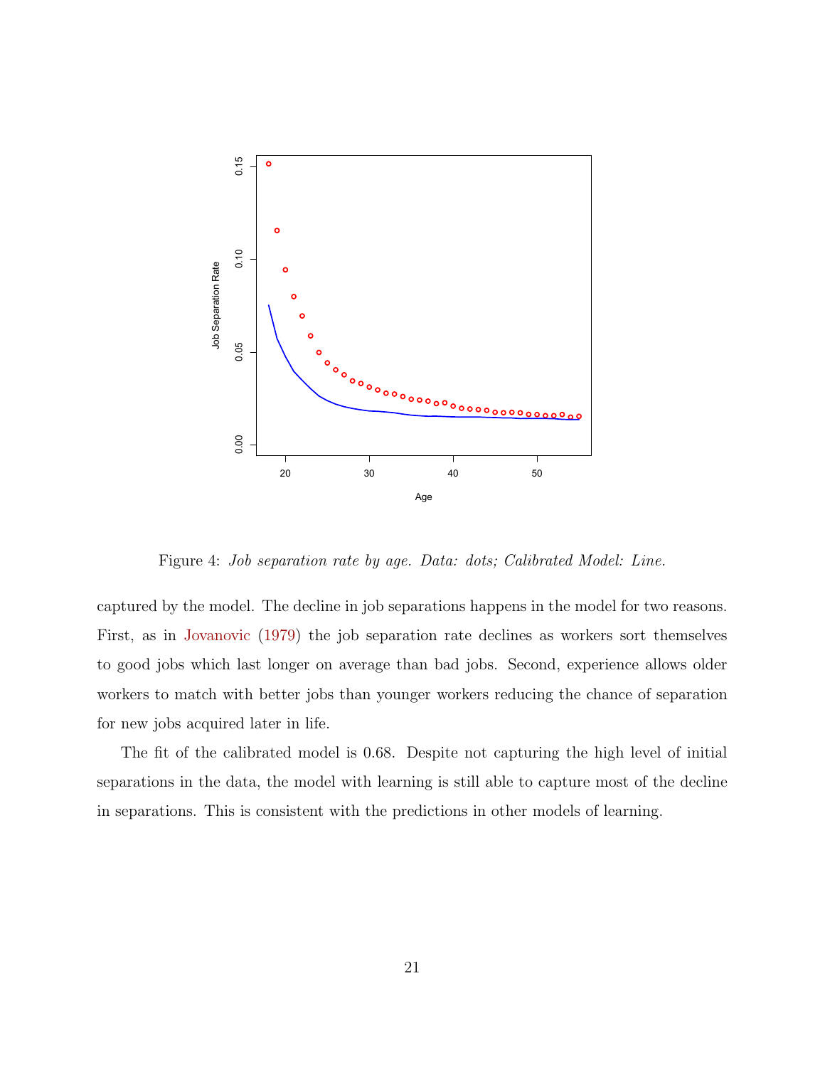Figure 4: *Job separation rate by age. Data: dots; Calibrated Model: Line.*

captured by the model. The decline in job separations happens in the model for two reasons. First, as in Jovanovic (1979) the job separation rate declines as workers sort themselves to good jobs which last longer on average than bad jobs. Second, experience allows older workers to match with better jobs than younger workers reducing the chance of separation for new jobs acquired later in life.

The fit of the calibrated model is 0.68. Despite not capturing the high level of initial separations in the data, the model with learning is still able to capture most of the decline in separations. This is consistent with the predictions in other models of learning.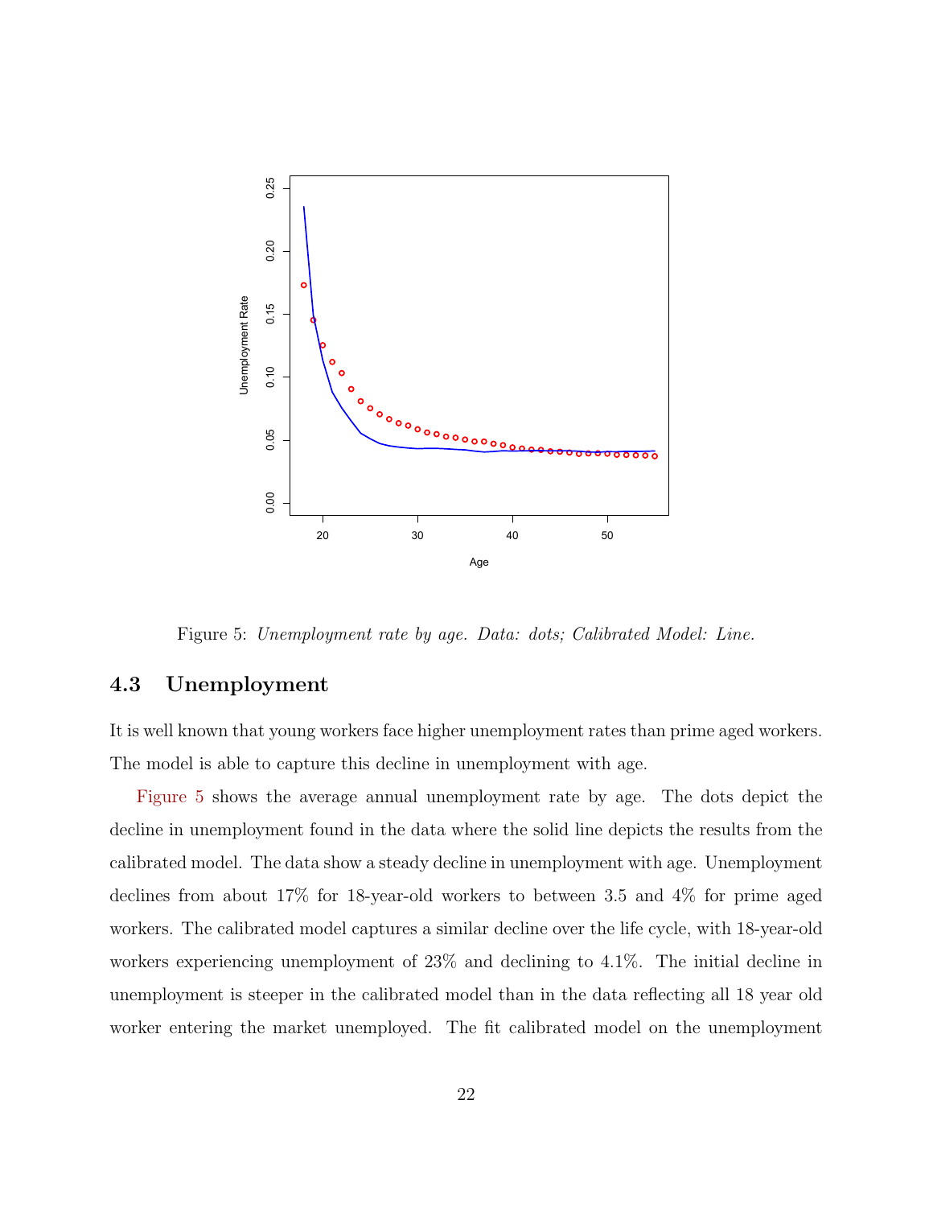Figure 5: *Unemployment rate by age. Data: dots; Calibrated Model: Line.*

### 4.3 Unemployment

It is well known that young workers face higher unemployment rates than prime aged workers. The model is able to capture this decline in unemployment with age.

Figure 5 shows the average annual unemployment rate by age. The dots depict the decline in unemployment found in the data where the solid line depicts the results from the calibrated model. The data show a steady decline in unemployment with age. Unemployment declines from about 17% for 18-year-old workers to between 3.5 and 4% for prime aged workers. The calibrated model captures a similar decline over the life cycle, with 18-year-old workers experiencing unemployment of 23% and declining to 4.1%. The initial decline in unemployment is steeper in the calibrated model than in the data reflecting all 18 year old worker entering the market unemployed. The fit calibrated model on the unemployment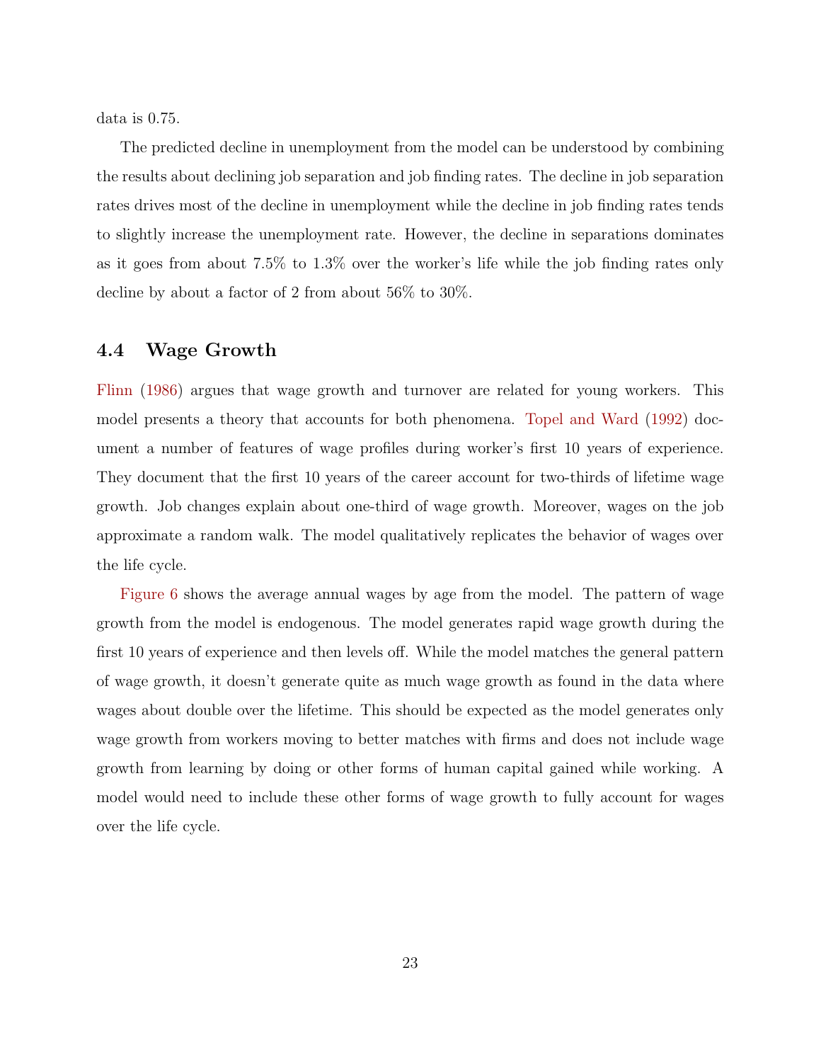data is 0.75.

The predicted decline in unemployment from the model can be understood by combining the results about declining job separation and job finding rates. The decline in job separation rates drives most of the decline in unemployment while the decline in job finding rates tends to slightly increase the unemployment rate. However, the decline in separations dominates as it goes from about 7.5% to 1.3% over the worker's life while the job finding rates only decline by about a factor of 2 from about 56% to 30%.

### 4.4 Wage Growth

Flinn (1986) argues that wage growth and turnover are related for young workers. This model presents a theory that accounts for both phenomena. Topel and Ward (1992) document a number of features of wage profiles during worker's first 10 years of experience. They document that the first 10 years of the career account for two-thirds of lifetime wage growth. Job changes explain about one-third of wage growth. Moreover, wages on the job approximate a random walk. The model qualitatively replicates the behavior of wages over the life cycle.

Figure 6 shows the average annual wages by age from the model. The pattern of wage growth from the model is endogenous. The model generates rapid wage growth during the first 10 years of experience and then levels off. While the model matches the general pattern of wage growth, it doesn't generate quite as much wage growth as found in the data where wages about double over the lifetime. This should be expected as the model generates only wage growth from workers moving to better matches with firms and does not include wage growth from learning by doing or other forms of human capital gained while working. A model would need to include these other forms of wage growth to fully account for wages over the life cycle.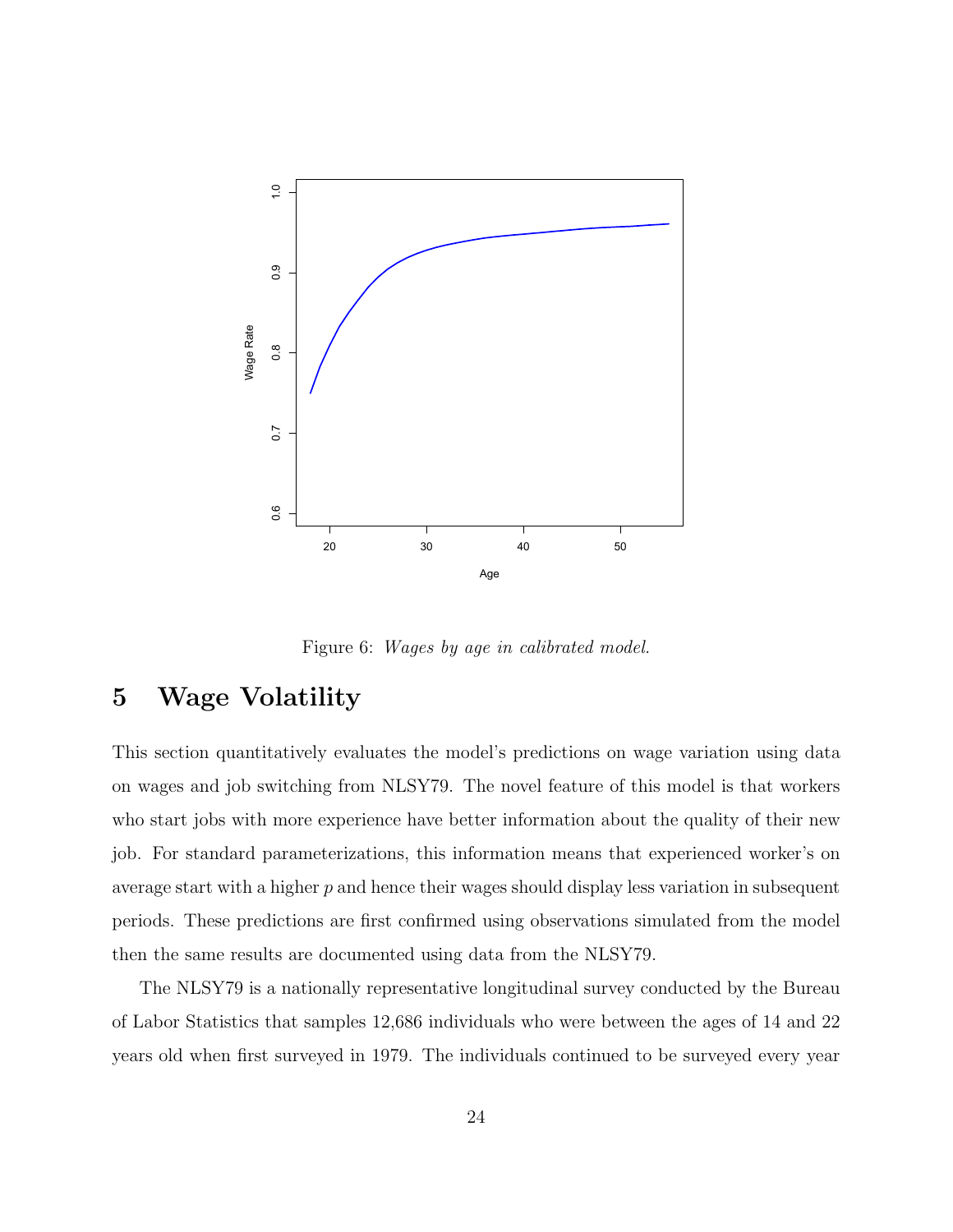Figure 6: *Wages by age in calibrated model.*

# 5 Wage Volatility

This section quantitatively evaluates the model's predictions on wage variation using data on wages and job switching from NLSY79. The novel feature of this model is that workers who start jobs with more experience have better information about the quality of their new job. For standard parameterizations, this information means that experienced worker's on average start with a higher $p$ and hence their wages should display less variation in subsequent periods. These predictions are first confirmed using observations simulated from the model then the same results are documented using data from the NLSY79.

The NLSY79 is a nationally representative longitudinal survey conducted by the Bureau of Labor Statistics that samples 12,686 individuals who were between the ages of 14 and 22 years old when first surveyed in 1979. The individuals continued to be surveyed every year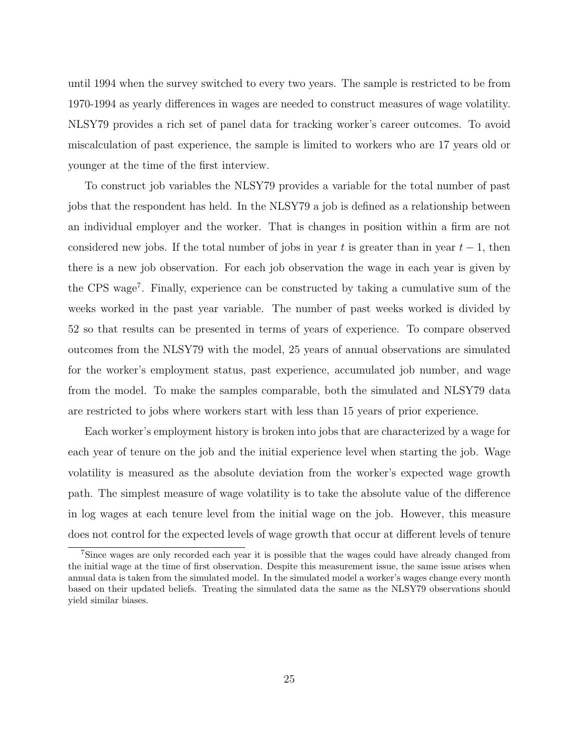until 1994 when the survey switched to every two years. The sample is restricted to be from 1970-1994 as yearly differences in wages are needed to construct measures of wage volatility. NLSY79 provides a rich set of panel data for tracking worker's career outcomes. To avoid miscalculation of past experience, the sample is limited to workers who are 17 years old or younger at the time of the first interview.

To construct job variables the NLSY79 provides a variable for the total number of past jobs that the respondent has held. In the NLSY79 a job is defined as a relationship between an individual employer and the worker. That is changes in position within a firm are not considered new jobs. If the total number of jobs in year $t$ is greater than in year $t-1$, then there is a new job observation. For each job observation the wage in each year is given by the CPS wage[7]. Finally, experience can be constructed by taking a cumulative sum of the weeks worked in the past year variable. The number of past weeks worked is divided by 52 so that results can be presented in terms of years of experience. To compare observed outcomes from the NLSY79 with the model, 25 years of annual observations are simulated for the worker's employment status, past experience, accumulated job number, and wage from the model. To make the samples comparable, both the simulated and NLSY79 data are restricted to jobs where workers start with less than 15 years of prior experience.

Each worker's employment history is broken into jobs that are characterized by a wage for each year of tenure on the job and the initial experience level when starting the job. Wage volatility is measured as the absolute deviation from the worker's expected wage growth path. The simplest measure of wage volatility is to take the absolute value of the difference in log wages at each tenure level from the initial wage on the job. However, this measure does not control for the expected levels of wage growth that occur at different levels of tenure

[7] Since wages are only recorded each year it is possible that the wages could have already changed from the initial wage at the time of first observation. Despite this measurement issue, the same issue arises when annual data is taken from the simulated model. In the simulated model a worker's wages change every month based on their updated beliefs. Treating the simulated data the same as the NLSY79 observations should yield similar biases.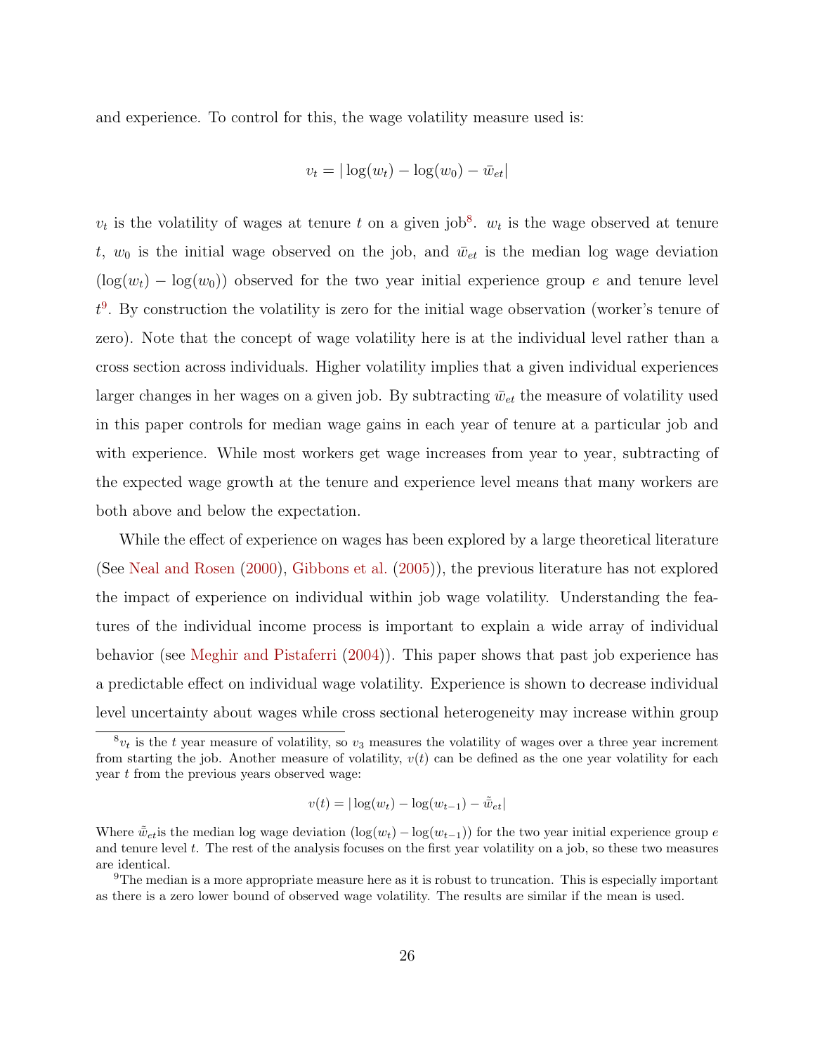and experience. To control for this, the wage volatility measure used is:

$$v_t = |\log(w_t) - \log(w_0) - \bar{w}_{et}|$$

$v_t$ is the volatility of wages at tenure $t$ on a given job[8]. $w_t$ is the wage observed at tenure $t$, $w_0$ is the initial wage observed on the job, and $\bar{w}_{et}$ is the median log wage deviation ($\log(w_t) - \log(w_0)$) observed for the two year initial experience group $e$ and tenure level $t$[9]. By construction the volatility is zero for the initial wage observation (worker's tenure of zero). Note that the concept of wage volatility here is at the individual level rather than a cross section across individuals. Higher volatility implies that a given individual experiences larger changes in her wages on a given job. By subtracting $\bar{w}_{et}$ the measure of volatility used in this paper controls for median wage gains in each year of tenure at a particular job and with experience. While most workers get wage increases from year to year, subtracting of the expected wage growth at the tenure and experience level means that many workers are both above and below the expectation.

While the effect of experience on wages has been explored by a large theoretical literature (See Neal and Rosen (2000), Gibbons et al. (2005)), the previous literature has not explored the impact of experience on individual within job wage volatility. Understanding the features of the individual income process is important to explain a wide array of individual behavior (see Meghir and Pistaferri (2004)). This paper shows that past job experience has a predictable effect on individual wage volatility. Experience is shown to decrease individual level uncertainty about wages while cross sectional heterogeneity may increase within group

[8] $v_t$ is the $t$ year measure of volatility, so $v_3$ measures the volatility of wages over a three year increment from starting the job. Another measure of volatility, $v(t)$ can be defined as the one year volatility for each year $t$ from the previous years observed wage:

$$v(t) = |\log(w_t) - \log(w_{t-1}) - \tilde{\bar{w}}_{et}|$$

Where $\tilde{\bar{w}}_{et}$ is the median log wage deviation ($\log(w_t) - \log(w_{t-1})$) for the two year initial experience group $e$ and tenure level $t$. The rest of the analysis focuses on the first year volatility on a job, so these two measures are identical.

[9] The median is a more appropriate measure here as it is robust to truncation. This is especially important as there is a zero lower bound of observed wage volatility. The results are similar if the mean is used.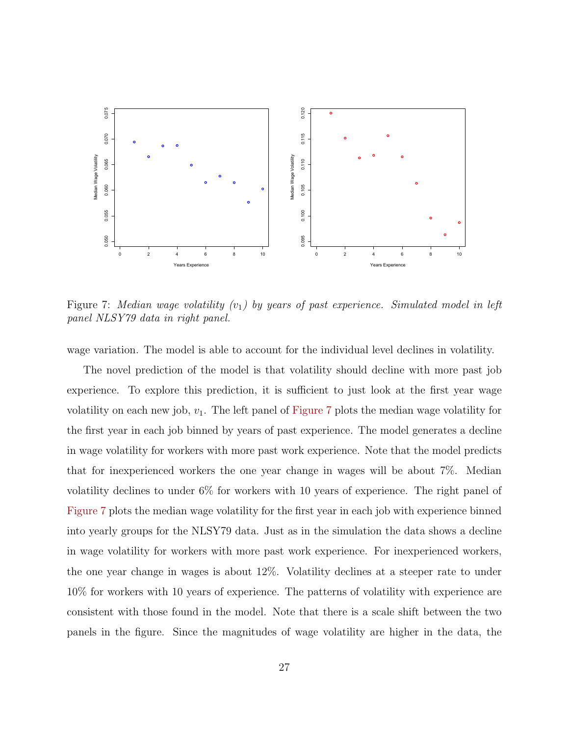Figure 7: *Median wage volatility ($v_1$) by years of past experience. Simulated model in left panel NLSY79 data in right panel.*

wage variation. The model is able to account for the individual level declines in volatility.

The novel prediction of the model is that volatility should decline with more past job experience. To explore this prediction, it is sufficient to just look at the first year wage volatility on each new job, $v_1$. The left panel of Figure 7 plots the median wage volatility for the first year in each job binned by years of past experience. The model generates a decline in wage volatility for workers with more past work experience. Note that the model predicts that for inexperienced workers the one year change in wages will be about 7%. Median volatility declines to under 6% for workers with 10 years of experience. The right panel of Figure 7 plots the median wage volatility for the first year in each job with experience binned into yearly groups for the NLSY79 data. Just as in the simulation the data shows a decline in wage volatility for workers with more past work experience. For inexperienced workers, the one year change in wages is about 12%. Volatility declines at a steeper rate to under 10% for workers with 10 years of experience. The patterns of volatility with experience are consistent with those found in the model. Note that there is a scale shift between the two panels in the figure. Since the magnitudes of wage volatility are higher in the data, the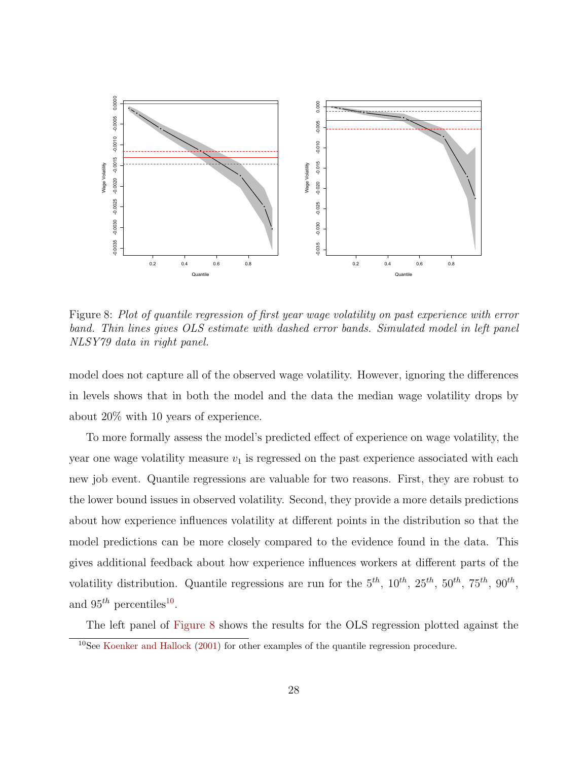Figure 8: *Plot of quantile regression of first year wage volatility on past experience with error band. Thin lines gives OLS estimate with dashed error bands. Simulated model in left panel NLSY79 data in right panel.*

model does not capture all of the observed wage volatility. However, ignoring the differences in levels shows that in both the model and the data the median wage volatility drops by about 20% with 10 years of experience.

To more formally assess the model's predicted effect of experience on wage volatility, the year one wage volatility measure $v_1$ is regressed on the past experience associated with each new job event. Quantile regressions are valuable for two reasons. First, they are robust to the lower bound issues in observed volatility. Second, they provide a more details predictions about how experience influences volatility at different points in the distribution so that the model predictions can be more closely compared to the evidence found in the data. This gives additional feedback about how experience influences workers at different parts of the volatility distribution. Quantile regressions are run for the $5^{th}$, $10^{th}$, $25^{th}$, $50^{th}$, $75^{th}$, $90^{th}$, and $95^{th}$ percentiles[10].

The left panel of Figure 8 shows the results for the OLS regression plotted against the

[10]See Koenker and Hallock (2001) for other examples of the quantile regression procedure.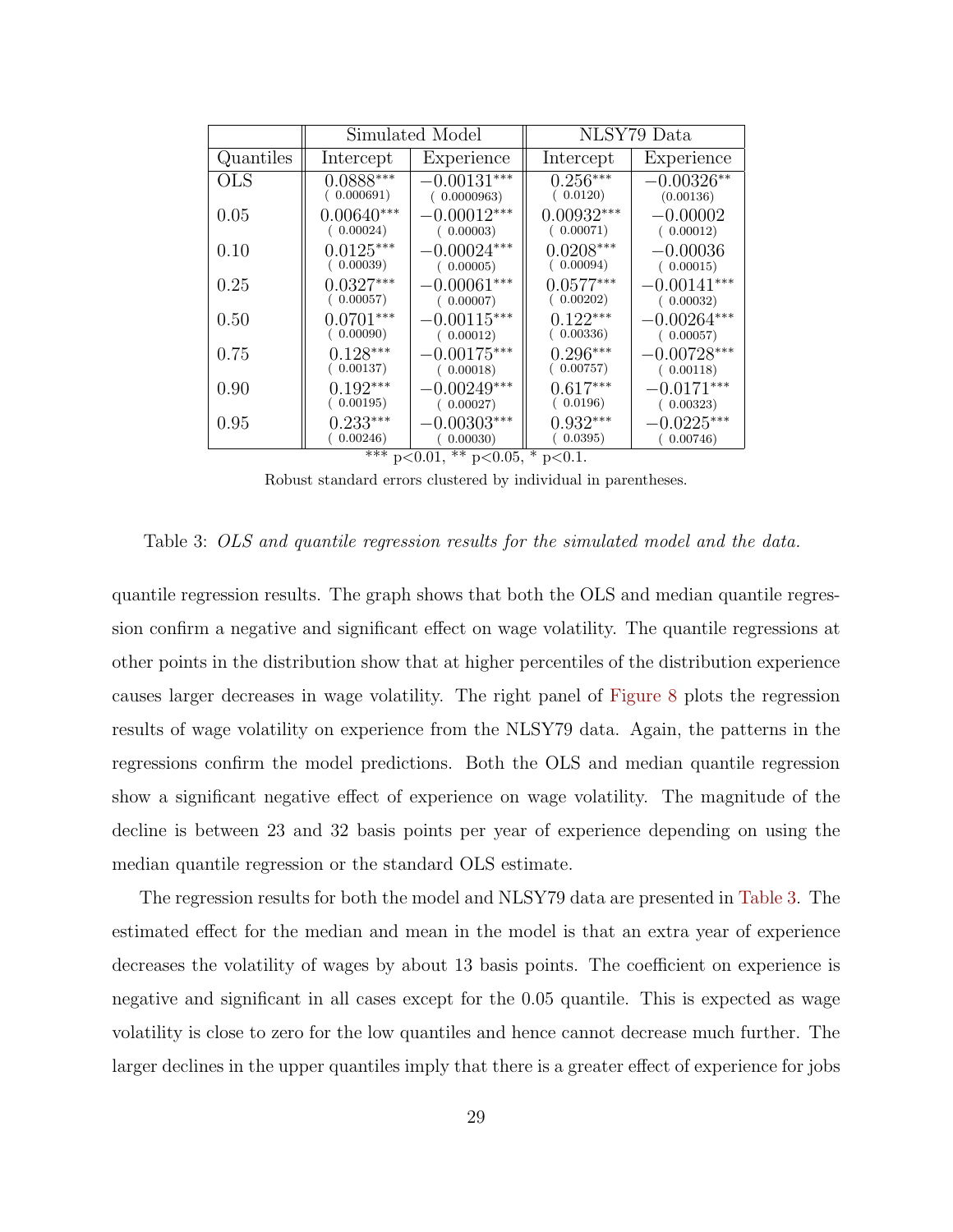| | Simulated Model | | NLSY79 Data | |
|---|---|---|---|---|
| Quantiles | Intercept | Experience | Intercept | Experience |
| OLS | 0.0888*** (0.000691) | −0.00131*** (0.0000963) | 0.256*** (0.0120) | −0.00326** (0.00136) |
| 0.05 | 0.00640*** (0.00024) | −0.00012*** (0.00003) | 0.00932*** (0.00071) | −0.00002 (0.00012) |
| 0.10 | 0.0125*** (0.00039) | −0.00024*** (0.00005) | 0.0208*** (0.00094) | −0.00036 (0.00015) |
| 0.25 | 0.0327*** (0.00057) | −0.00061*** (0.00007) | 0.0577*** (0.00202) | −0.00141*** (0.00032) |
| 0.50 | 0.0701*** (0.00090) | −0.00115*** (0.00012) | 0.122*** (0.00336) | −0.00264*** (0.00057) |
| 0.75 | 0.128*** (0.00137) | −0.00175*** (0.00018) | 0.296*** (0.00757) | −0.00728*** (0.00118) |
| 0.90 | 0.192*** (0.00195) | −0.00249*** (0.00027) | 0.617*** (0.0196) | −0.0171*** (0.00323) |
| 0.95 | 0.233*** (0.00246) | −0.00303*** (0.00030) | 0.932*** (0.0395) | −0.0225*** (0.00746) |

*** p<0.01, ** p<0.05, * p<0.1.

Robust standard errors clustered by individual in parentheses.

Table 3: *OLS and quantile regression results for the simulated model and the data.*

quantile regression results. The graph shows that both the OLS and median quantile regression confirm a negative and significant effect on wage volatility. The quantile regressions at other points in the distribution show that at higher percentiles of the distribution experience causes larger decreases in wage volatility. The right panel of Figure 8 plots the regression results of wage volatility on experience from the NLSY79 data. Again, the patterns in the regressions confirm the model predictions. Both the OLS and median quantile regression show a significant negative effect of experience on wage volatility. The magnitude of the decline is between 23 and 32 basis points per year of experience depending on using the median quantile regression or the standard OLS estimate.

The regression results for both the model and NLSY79 data are presented in Table 3. The estimated effect for the median and mean in the model is that an extra year of experience decreases the volatility of wages by about 13 basis points. The coefficient on experience is negative and significant in all cases except for the 0.05 quantile. This is expected as wage volatility is close to zero for the low quantiles and hence cannot decrease much further. The larger declines in the upper quantiles imply that there is a greater effect of experience for jobs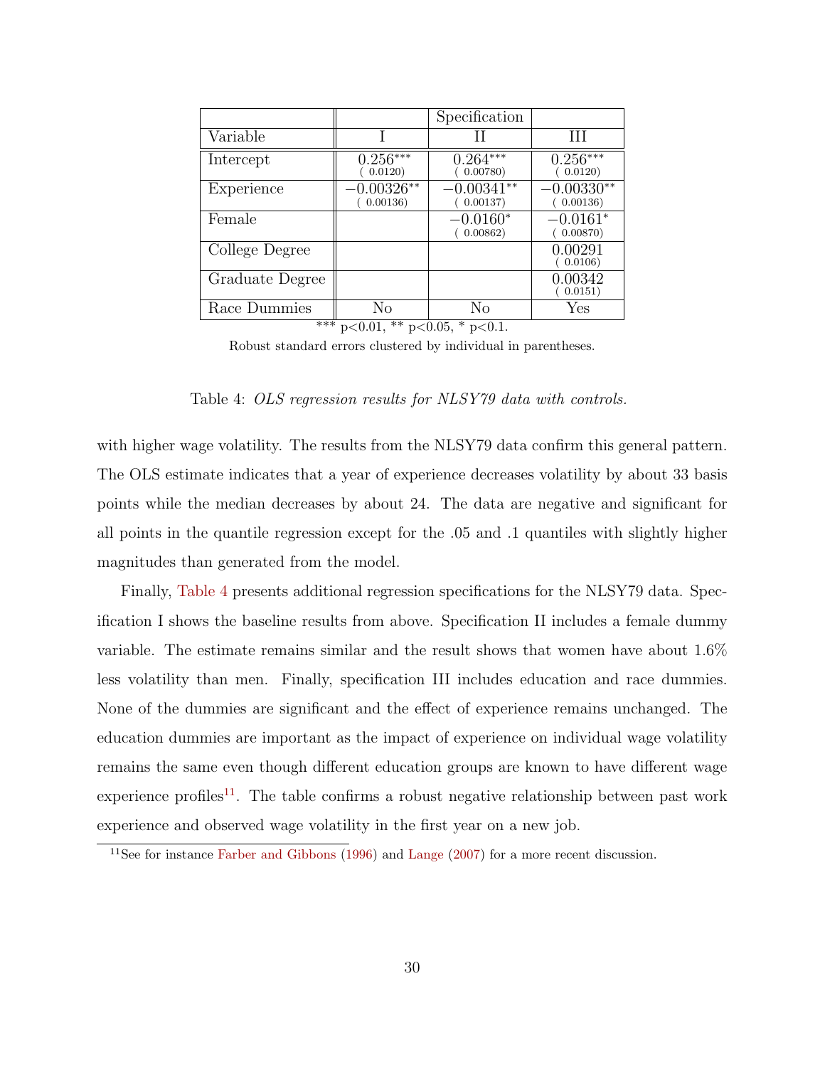| | | Specification | |
|---|---|---|---|
| Variable | I | II | III |
| Intercept | $0.256^{***}$ (0.0120) | $0.264^{***}$ (0.00780) | $0.256^{***}$ (0.0120) |
| Experience | $-0.00326^{**}$ (0.00136) | $-0.00341^{**}$ (0.00137) | $-0.00330^{**}$ (0.00136) |
| Female | | $-0.0160^{*}$ (0.00862) | $-0.0161^{*}$ (0.00870) |
| College Degree | | | 0.00291 (0.0106) |
| Graduate Degree | | | 0.00342 (0.0151) |
| Race Dummies | No | No | Yes |

*** $p<0.01$, ** $p<0.05$, * $p<0.1$.

Robust standard errors clustered by individual in parentheses.

Table 4: *OLS regression results for NLSY79 data with controls.*

with higher wage volatility. The results from the NLSY79 data confirm this general pattern. The OLS estimate indicates that a year of experience decreases volatility by about 33 basis points while the median decreases by about 24. The data are negative and significant for all points in the quantile regression except for the .05 and .1 quantiles with slightly higher magnitudes than generated from the model.

Finally, Table 4 presents additional regression specifications for the NLSY79 data. Specification I shows the baseline results from above. Specification II includes a female dummy variable. The estimate remains similar and the result shows that women have about 1.6% less volatility than men. Finally, specification III includes education and race dummies. None of the dummies are significant and the effect of experience remains unchanged. The education dummies are important as the impact of experience on individual wage volatility remains the same even though different education groups are known to have different wage experience profiles[11]. The table confirms a robust negative relationship between past work experience and observed wage volatility in the first year on a new job.

[11] See for instance Farber and Gibbons (1996) and Lange (2007) for a more recent discussion.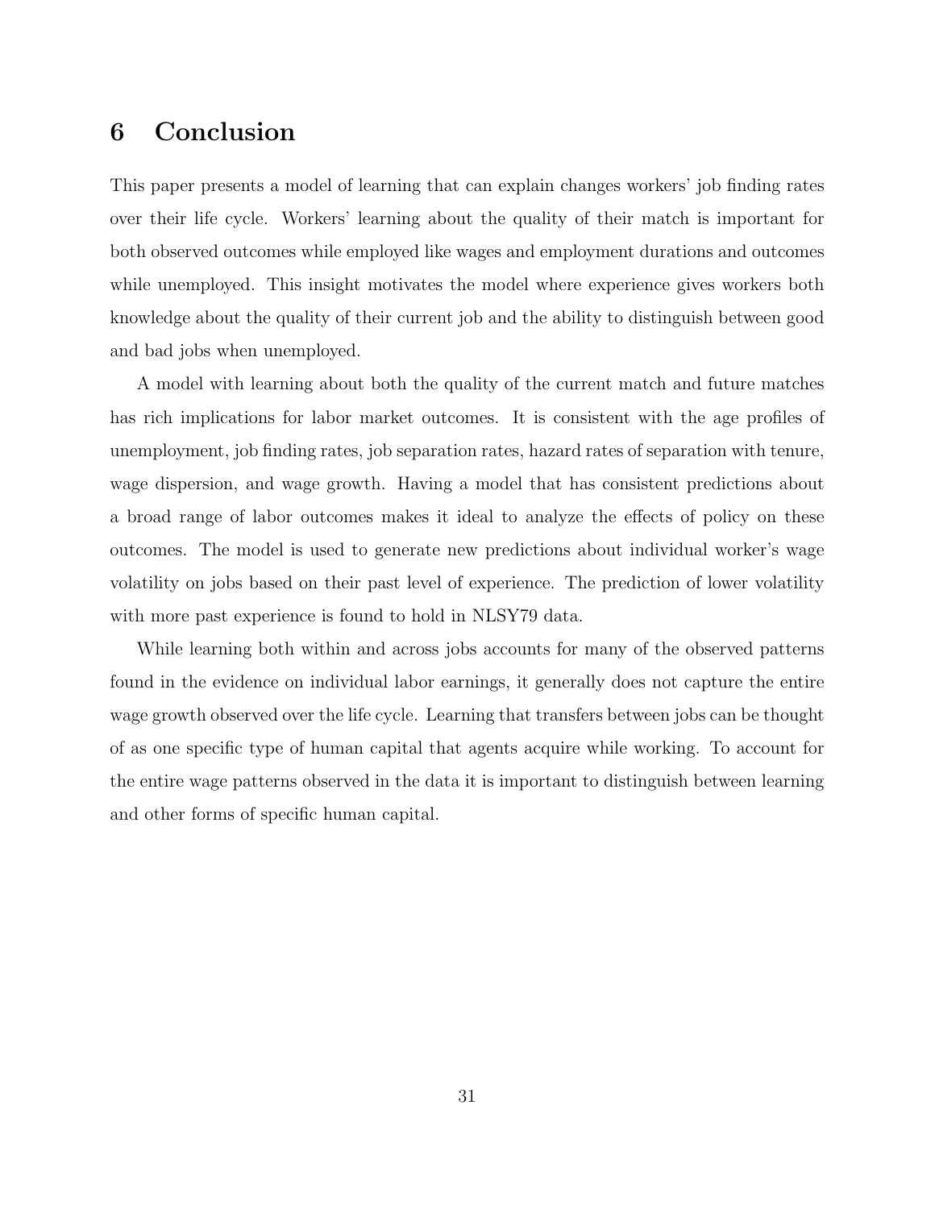# 6 Conclusion

This paper presents a model of learning that can explain changes workers' job finding rates over their life cycle. Workers' learning about the quality of their match is important for both observed outcomes while employed like wages and employment durations and outcomes while unemployed. This insight motivates the model where experience gives workers both knowledge about the quality of their current job and the ability to distinguish between good and bad jobs when unemployed.

A model with learning about both the quality of the current match and future matches has rich implications for labor market outcomes. It is consistent with the age profiles of unemployment, job finding rates, job separation rates, hazard rates of separation with tenure, wage dispersion, and wage growth. Having a model that has consistent predictions about a broad range of labor outcomes makes it ideal to analyze the effects of policy on these outcomes. The model is used to generate new predictions about individual worker's wage volatility on jobs based on their past level of experience. The prediction of lower volatility with more past experience is found to hold in NLSY79 data.

While learning both within and across jobs accounts for many of the observed patterns found in the evidence on individual labor earnings, it generally does not capture the entire wage growth observed over the life cycle. Learning that transfers between jobs can be thought of as one specific type of human capital that agents acquire while working. To account for the entire wage patterns observed in the data it is important to distinguish between learning and other forms of specific human capital.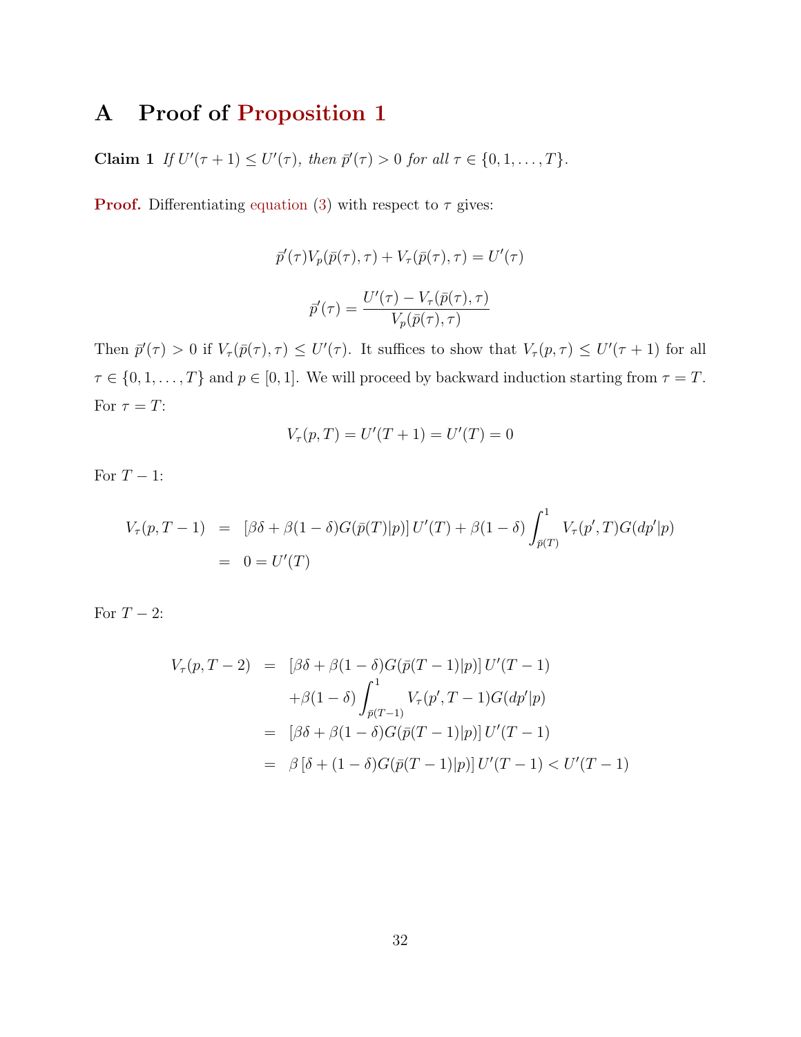# A Proof of Proposition 1

**Claim 1** *If $U'(\tau+1) \leq U'(\tau)$, then $\bar{p}'(\tau) > 0$ for all $\tau \in \{0, 1, \ldots, T\}$.*

**Proof.** Differentiating equation (3) with respect to $\tau$ gives:

$$\bar{p}'(\tau)V_p(\bar{p}(\tau), \tau) + V_\tau(\bar{p}(\tau), \tau) = U'(\tau)$$

$$\bar{p}'(\tau) = \frac{U'(\tau) - V_\tau(\bar{p}(\tau), \tau)}{V_p(\bar{p}(\tau), \tau)}$$

Then $\bar{p}'(\tau) > 0$ if $V_\tau(\bar{p}(\tau), \tau) \leq U'(\tau)$. It suffices to show that $V_\tau(p, \tau) \leq U'(\tau+1)$ for all $\tau \in \{0, 1, \ldots, T\}$ and $p \in [0, 1]$. We will proceed by backward induction starting from $\tau = T$. For $\tau = T$:

$$V_\tau(p, T) = U'(T+1) = U'(T) = 0$$

For $T-1$:

$$\begin{aligned}
V_\tau(p, T-1) &= [\beta\delta + \beta(1-\delta)G(\bar{p}(T)|p)]\, U'(T) + \beta(1-\delta)\int_{\bar{p}(T)}^{1} V_\tau(p', T)G(dp'|p) \\
&= 0 = U'(T)
\end{aligned}$$

For $T-2$:

$$\begin{aligned}
V_\tau(p, T-2) &= [\beta\delta + \beta(1-\delta)G(\bar{p}(T-1)|p)]\, U'(T-1) \\
&\quad + \beta(1-\delta)\int_{\bar{p}(T-1)}^{1} V_\tau(p', T-1)G(dp'|p) \\
&= [\beta\delta + \beta(1-\delta)G(\bar{p}(T-1)|p)]\, U'(T-1) \\
&= \beta\,[\delta + (1-\delta)G(\bar{p}(T-1)|p)]\, U'(T-1) < U'(T-1)
\end{aligned}$$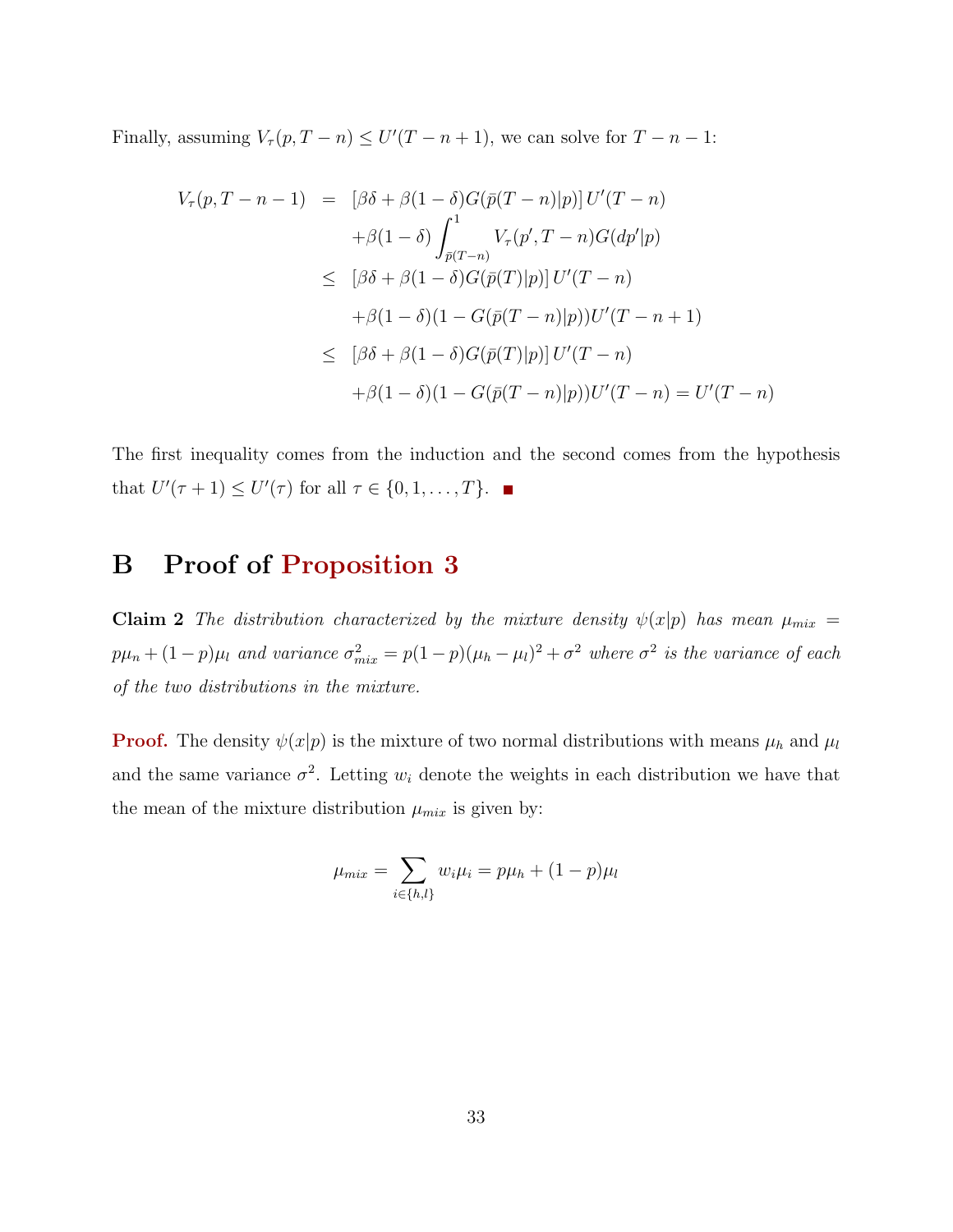Finally, assuming $V_\tau(p, T-n) \leq U'(T-n+1)$, we can solve for $T-n-1$:

$$
\begin{aligned}
V_\tau(p, T-n-1) &= [\beta\delta + \beta(1-\delta)G(\bar{p}(T-n)|p)]\, U'(T-n) \\
&\quad + \beta(1-\delta)\int_{\bar{p}(T-n)}^{1} V_\tau(p', T-n) G(dp'|p) \\
&\leq [\beta\delta + \beta(1-\delta)G(\bar{p}(T)|p)]\, U'(T-n) \\
&\quad + \beta(1-\delta)(1 - G(\bar{p}(T-n)|p))U'(T-n+1) \\
&\leq [\beta\delta + \beta(1-\delta)G(\bar{p}(T)|p)]\, U'(T-n) \\
&\quad + \beta(1-\delta)(1 - G(\bar{p}(T-n)|p))U'(T-n) = U'(T-n)
\end{aligned}
$$

The first inequality comes from the induction and the second comes from the hypothesis that $U'(\tau+1) \leq U'(\tau)$ for all $\tau \in \{0, 1, \ldots, T\}$. ■

# B Proof of Proposition 3

**Claim 2** *The distribution characterized by the mixture density $\psi(x|p)$ has mean $\mu_{mix} = p\mu_n + (1-p)\mu_l$ and variance $\sigma^2_{mix} = p(1-p)(\mu_h - \mu_l)^2 + \sigma^2$ where $\sigma^2$ is the variance of each of the two distributions in the mixture.*

**Proof.** The density $\psi(x|p)$ is the mixture of two normal distributions with means $\mu_h$ and $\mu_l$ and the same variance $\sigma^2$. Letting $w_i$ denote the weights in each distribution we have that the mean of the mixture distribution $\mu_{mix}$ is given by:

$$
\mu_{mix} = \sum_{i \in \{h,l\}} w_i \mu_i = p\mu_h + (1-p)\mu_l
$$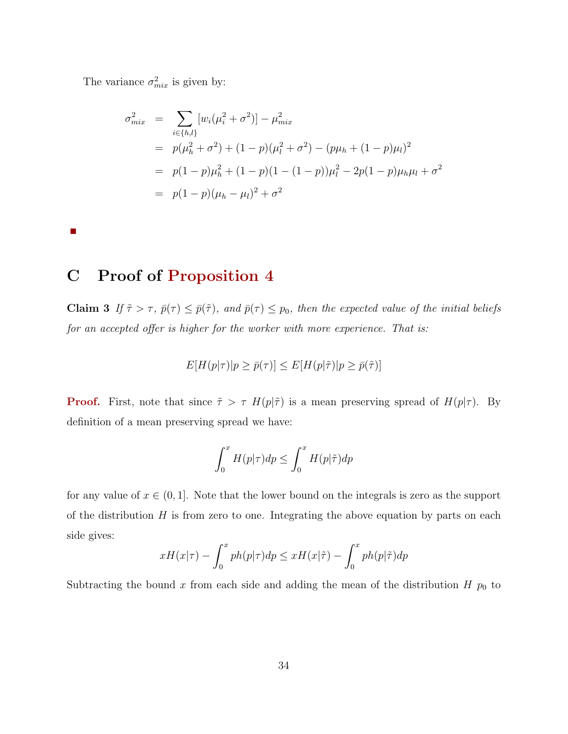The variance $\sigma^2_{mix}$ is given by:

$$
\begin{aligned}
\sigma^2_{mix} &= \sum_{i \in \{h,l\}} [w_i(\mu_i^2 + \sigma^2)] - \mu^2_{mix} \\
&= p(\mu_h^2 + \sigma^2) + (1-p)(\mu_l^2 + \sigma^2) - (p\mu_h + (1-p)\mu_l)^2 \\
&= p(1-p)\mu_h^2 + (1-p)(1-(1-p))\mu_l^2 - 2p(1-p)\mu_h\mu_l + \sigma^2 \\
&= p(1-p)(\mu_h - \mu_l)^2 + \sigma^2
\end{aligned}
$$

■

# C Proof of Proposition 4

**Claim 3** *If $\tilde{\tau} > \tau$, $\bar{p}(\tau) \leq \bar{p}(\tilde{\tau})$, and $\bar{p}(\tau) \leq p_0$, then the expected value of the initial beliefs for an accepted offer is higher for the worker with more experience. That is:*

$$
E[H(p|\tau)|p \geq \bar{p}(\tau)] \leq E[H(p|\tilde{\tau})|p \geq \bar{p}(\tilde{\tau})]
$$

**Proof.** First, note that since $\tilde{\tau} > \tau$ $H(p|\tilde{\tau})$ is a mean preserving spread of $H(p|\tau)$. By definition of a mean preserving spread we have:

$$
\int_0^x H(p|\tau)dp \leq \int_0^x H(p|\tilde{\tau})dp
$$

for any value of $x \in (0,1]$. Note that the lower bound on the integrals is zero as the support of the distribution $H$ is from zero to one. Integrating the above equation by parts on each side gives:

$$
xH(x|\tau) - \int_0^x ph(p|\tau)dp \leq xH(x|\tilde{\tau}) - \int_0^x ph(p|\tilde{\tau})dp
$$

Subtracting the bound $x$ from each side and adding the mean of the distribution $H$ $p_0$ to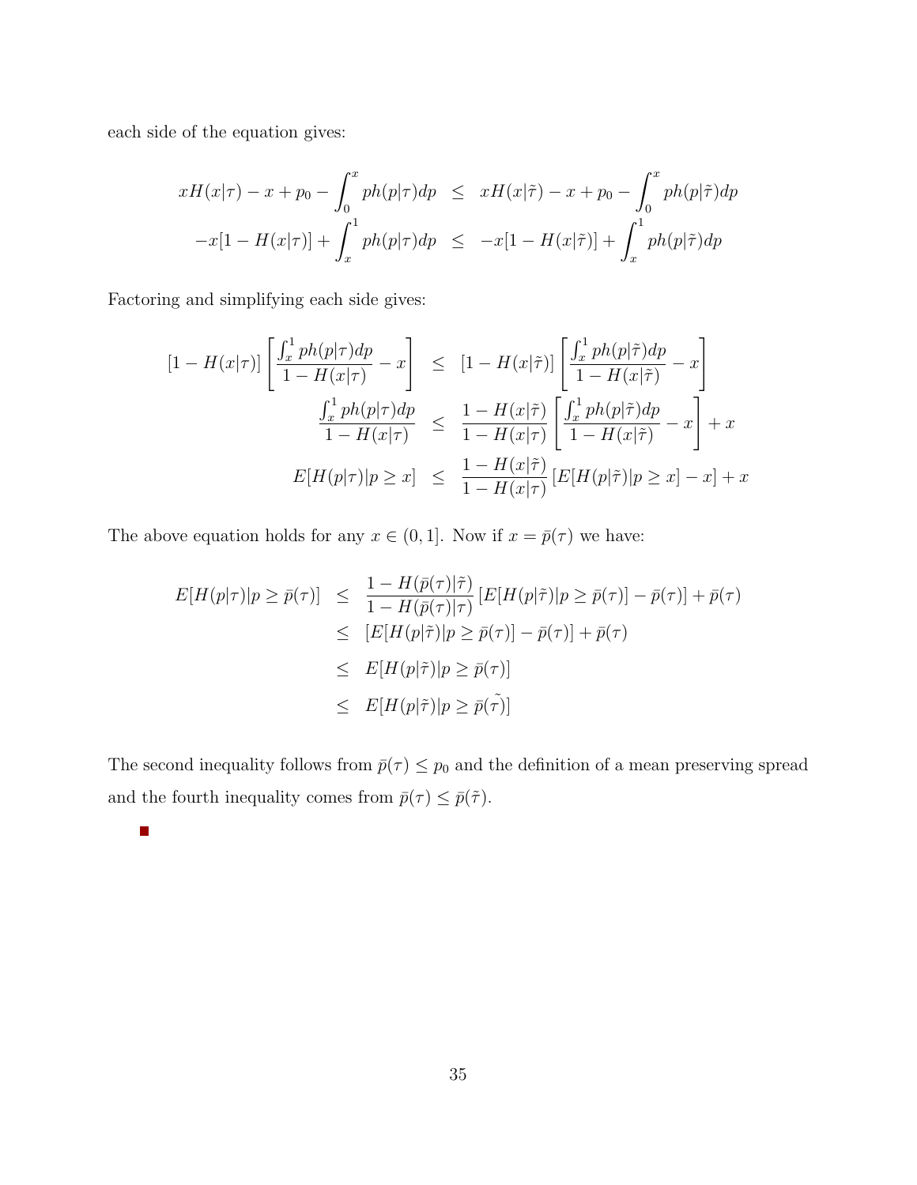each side of the equation gives:

$$
\begin{aligned}
xH(x|\tau) - x + p_0 - \int_0^x ph(p|\tau)dp &\leq xH(x|\tilde{\tau}) - x + p_0 - \int_0^x ph(p|\tilde{\tau})dp \\
-x[1 - H(x|\tau)] + \int_x^1 ph(p|\tau)dp &\leq -x[1 - H(x|\tilde{\tau})] + \int_x^1 ph(p|\tilde{\tau})dp
\end{aligned}
$$

Factoring and simplifying each side gives:

$$
\begin{aligned}
[1 - H(x|\tau)]\left[\frac{\int_x^1 ph(p|\tau)dp}{1 - H(x|\tau)} - x\right] &\leq [1 - H(x|\tilde{\tau})]\left[\frac{\int_x^1 ph(p|\tilde{\tau})dp}{1 - H(x|\tilde{\tau})} - x\right] \\
\frac{\int_x^1 ph(p|\tau)dp}{1 - H(x|\tau)} &\leq \frac{1 - H(x|\tilde{\tau})}{1 - H(x|\tau)}\left[\frac{\int_x^1 ph(p|\tilde{\tau})dp}{1 - H(x|\tilde{\tau})} - x\right] + x \\
E[H(p|\tau)|p \geq x] &\leq \frac{1 - H(x|\tilde{\tau})}{1 - H(x|\tau)}\left[E[H(p|\tilde{\tau})|p \geq x] - x\right] + x
\end{aligned}
$$

The above equation holds for any $x \in (0, 1]$. Now if $x = \bar{p}(\tau)$ we have:

$$
\begin{aligned}
E[H(p|\tau)|p \geq \bar{p}(\tau)] &\leq \frac{1 - H(\bar{p}(\tau)|\tilde{\tau})}{1 - H(\bar{p}(\tau)|\tau)}\left[E[H(p|\tilde{\tau})|p \geq \bar{p}(\tau)] - \bar{p}(\tau)\right] + \bar{p}(\tau) \\
&\leq \left[E[H(p|\tilde{\tau})|p \geq \bar{p}(\tau)] - \bar{p}(\tau)\right] + \bar{p}(\tau) \\
&\leq E[H(p|\tilde{\tau})|p \geq \bar{p}(\tau)] \\
&\leq E[H(p|\tilde{\tau})|p \geq \bar{p}(\tilde{\tau})]
\end{aligned}
$$

The second inequality follows from $\bar{p}(\tau) \leq p_0$ and the definition of a mean preserving spread and the fourth inequality comes from $\bar{p}(\tau) \leq \bar{p}(\tilde{\tau})$.

■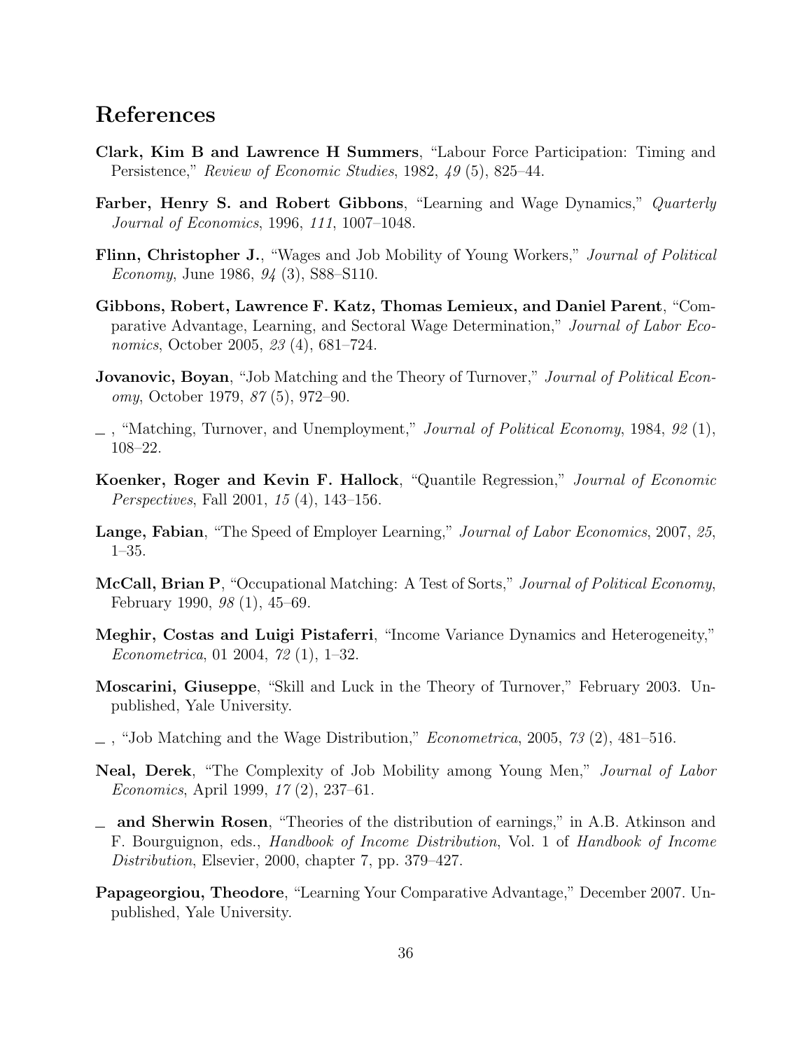# References

**Clark, Kim B and Lawrence H Summers**, "Labour Force Participation: Timing and Persistence," *Review of Economic Studies*, 1982, *49* (5), 825–44.

**Farber, Henry S. and Robert Gibbons**, "Learning and Wage Dynamics," *Quarterly Journal of Economics*, 1996, *111*, 1007–1048.

**Flinn, Christopher J.**, "Wages and Job Mobility of Young Workers," *Journal of Political Economy*, June 1986, *94* (3), S88–S110.

**Gibbons, Robert, Lawrence F. Katz, Thomas Lemieux, and Daniel Parent**, "Comparative Advantage, Learning, and Sectoral Wage Determination," *Journal of Labor Economics*, October 2005, *23* (4), 681–724.

**Jovanovic, Boyan**, "Job Matching and the Theory of Turnover," *Journal of Political Economy*, October 1979, *87* (5), 972–90.

\_ , "Matching, Turnover, and Unemployment," *Journal of Political Economy*, 1984, *92* (1), 108–22.

**Koenker, Roger and Kevin F. Hallock**, "Quantile Regression," *Journal of Economic Perspectives*, Fall 2001, *15* (4), 143–156.

**Lange, Fabian**, "The Speed of Employer Learning," *Journal of Labor Economics*, 2007, *25*, 1–35.

**McCall, Brian P**, "Occupational Matching: A Test of Sorts," *Journal of Political Economy*, February 1990, *98* (1), 45–69.

**Meghir, Costas and Luigi Pistaferri**, "Income Variance Dynamics and Heterogeneity," *Econometrica*, 01 2004, *72* (1), 1–32.

**Moscarini, Giuseppe**, "Skill and Luck in the Theory of Turnover," February 2003. Unpublished, Yale University.

\_ , "Job Matching and the Wage Distribution," *Econometrica*, 2005, *73* (2), 481–516.

**Neal, Derek**, "The Complexity of Job Mobility among Young Men," *Journal of Labor Economics*, April 1999, *17* (2), 237–61.

\_ **and Sherwin Rosen**, "Theories of the distribution of earnings," in A.B. Atkinson and F. Bourguignon, eds., *Handbook of Income Distribution*, Vol. 1 of *Handbook of Income Distribution*, Elsevier, 2000, chapter 7, pp. 379–427.

**Papageorgiou, Theodore**, "Learning Your Comparative Advantage," December 2007. Unpublished, Yale University.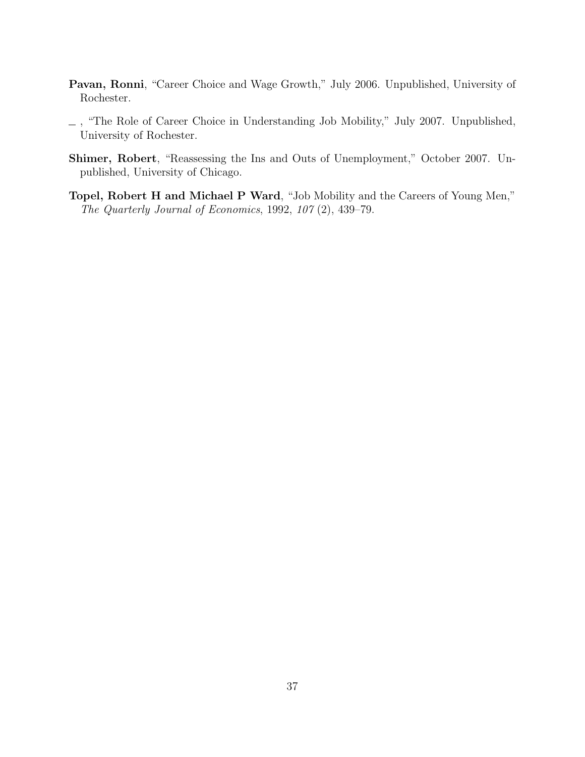**Pavan, Ronni**, "Career Choice and Wage Growth," July 2006. Unpublished, University of Rochester.

_ , "The Role of Career Choice in Understanding Job Mobility," July 2007. Unpublished, University of Rochester.

**Shimer, Robert**, "Reassessing the Ins and Outs of Unemployment," October 2007. Unpublished, University of Chicago.

**Topel, Robert H and Michael P Ward**, "Job Mobility and the Careers of Young Men," *The Quarterly Journal of Economics*, 1992, *107* (2), 439–79.